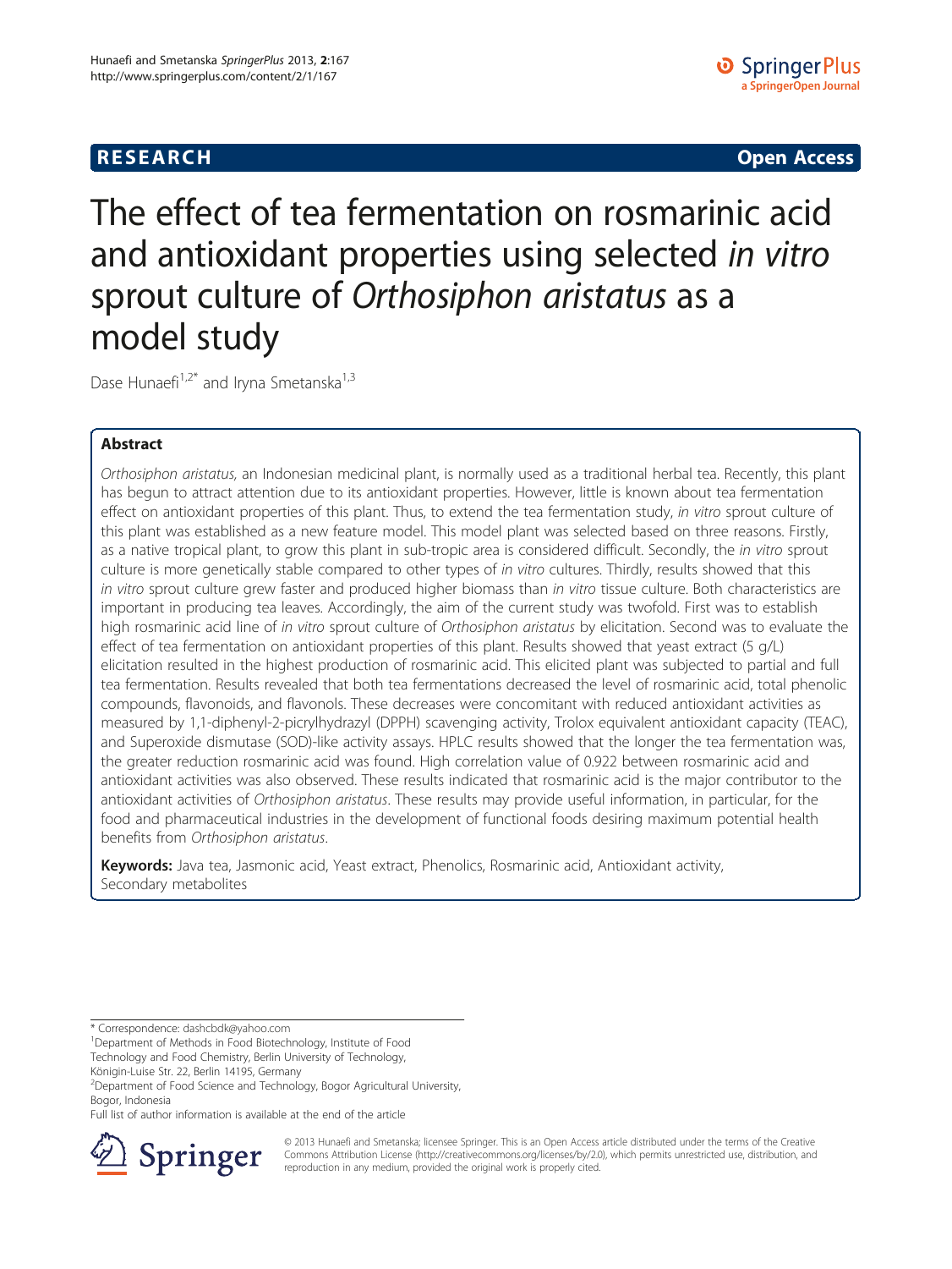**RESEARCH** **Open Access**

# The effect of tea fermentation on rosmarinic acid and antioxidant properties using selected *in vitro* sprout culture of *Orthosiphon aristatus* as a model study

Dase Hunaefi[1,2*] and Iryna Smetanska[1,3]

## Abstract

*Orthosiphon aristatus,* an Indonesian medicinal plant, is normally used as a traditional herbal tea. Recently, this plant has begun to attract attention due to its antioxidant properties. However, little is known about tea fermentation effect on antioxidant properties of this plant. Thus, to extend the tea fermentation study, *in vitro* sprout culture of this plant was established as a new feature model. This model plant was selected based on three reasons. Firstly, as a native tropical plant, to grow this plant in sub-tropic area is considered difficult. Secondly, the *in vitro* sprout culture is more genetically stable compared to other types of *in vitro* cultures. Thirdly, results showed that this *in vitro* sprout culture grew faster and produced higher biomass than *in vitro* tissue culture. Both characteristics are important in producing tea leaves. Accordingly, the aim of the current study was twofold. First was to establish high rosmarinic acid line of *in vitro* sprout culture of *Orthosiphon aristatus* by elicitation. Second was to evaluate the effect of tea fermentation on antioxidant properties of this plant. Results showed that yeast extract (5 g/L) elicitation resulted in the highest production of rosmarinic acid. This elicited plant was subjected to partial and full tea fermentation. Results revealed that both tea fermentations decreased the level of rosmarinic acid, total phenolic compounds, flavonoids, and flavonols. These decreases were concomitant with reduced antioxidant activities as measured by 1,1-diphenyl-2-picrylhydrazyl (DPPH) scavenging activity, Trolox equivalent antioxidant capacity (TEAC), and Superoxide dismutase (SOD)-like activity assays. HPLC results showed that the longer the tea fermentation was, the greater reduction rosmarinic acid was found. High correlation value of 0.922 between rosmarinic acid and antioxidant activities was also observed. These results indicated that rosmarinic acid is the major contributor to the antioxidant activities of *Orthosiphon aristatus*. These results may provide useful information, in particular, for the food and pharmaceutical industries in the development of functional foods desiring maximum potential health benefits from *Orthosiphon aristatus*.

**Keywords:** Java tea, Jasmonic acid, Yeast extract, Phenolics, Rosmarinic acid, Antioxidant activity, Secondary metabolites

\* Correspondence: dashcbdk@yahoo.com
[1]Department of Methods in Food Biotechnology, Institute of Food Technology and Food Chemistry, Berlin University of Technology, Königin-Luise Str. 22, Berlin 14195, Germany
[2]Department of Food Science and Technology, Bogor Agricultural University, Bogor, Indonesia
Full list of author information is available at the end of the article

© 2013 Hunaefi and Smetanska; licensee Springer. This is an Open Access article distributed under the terms of the Creative Commons Attribution License (http://creativecommons.org/licenses/by/2.0), which permits unrestricted use, distribution, and reproduction in any medium, provided the original work is properly cited.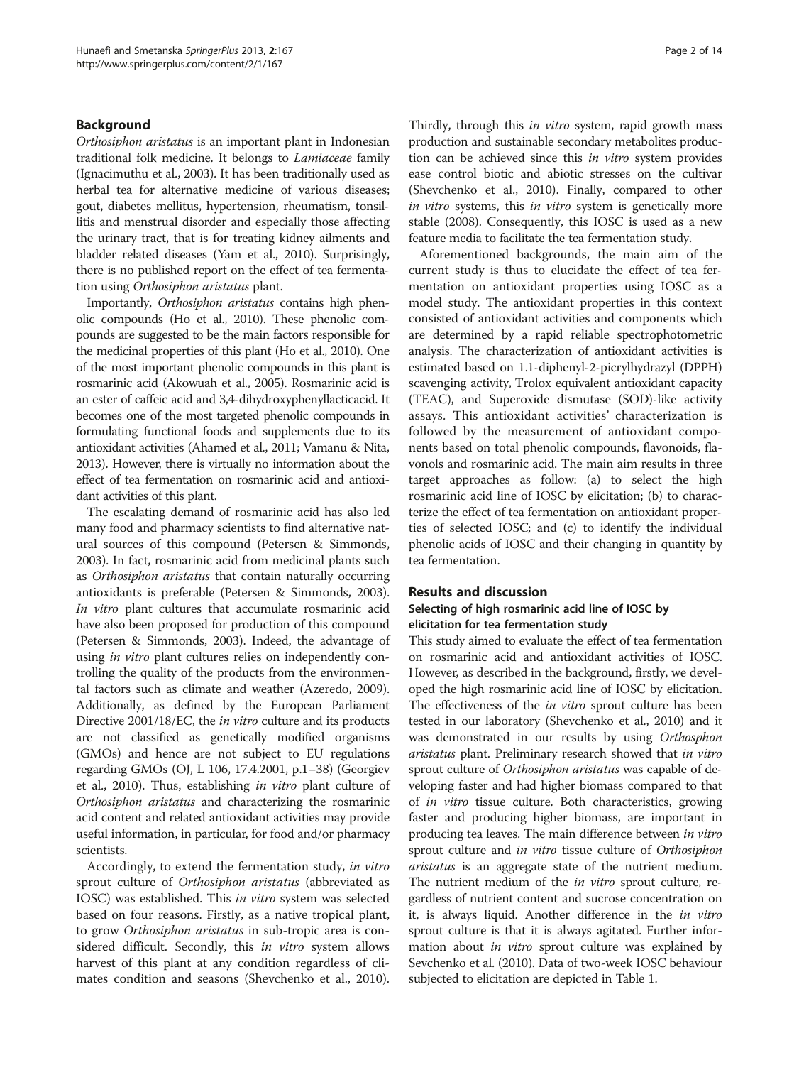## Background

*Orthosiphon aristatus* is an important plant in Indonesian traditional folk medicine. It belongs to *Lamiaceae* family (Ignacimuthu et al., 2003). It has been traditionally used as herbal tea for alternative medicine of various diseases; gout, diabetes mellitus, hypertension, rheumatism, tonsillitis and menstrual disorder and especially those affecting the urinary tract, that is for treating kidney ailments and bladder related diseases (Yam et al., 2010). Surprisingly, there is no published report on the effect of tea fermentation using *Orthosiphon aristatus* plant.

Importantly, *Orthosiphon aristatus* contains high phenolic compounds (Ho et al., 2010). These phenolic compounds are suggested to be the main factors responsible for the medicinal properties of this plant (Ho et al., 2010). One of the most important phenolic compounds in this plant is rosmarinic acid (Akowuah et al., 2005). Rosmarinic acid is an ester of caffeic acid and 3,4-dihydroxyphenyllacticacid. It becomes one of the most targeted phenolic compounds in formulating functional foods and supplements due to its antioxidant activities (Ahamed et al., 2011; Vamanu & Nita, 2013). However, there is virtually no information about the effect of tea fermentation on rosmarinic acid and antioxidant activities of this plant.

The escalating demand of rosmarinic acid has also led many food and pharmacy scientists to find alternative natural sources of this compound (Petersen & Simmonds, 2003). In fact, rosmarinic acid from medicinal plants such as *Orthosiphon aristatus* that contain naturally occurring antioxidants is preferable (Petersen & Simmonds, 2003). *In vitro* plant cultures that accumulate rosmarinic acid have also been proposed for production of this compound (Petersen & Simmonds, 2003). Indeed, the advantage of using *in vitro* plant cultures relies on independently controlling the quality of the products from the environmental factors such as climate and weather (Azeredo, 2009). Additionally, as defined by the European Parliament Directive 2001/18/EC, the *in vitro* culture and its products are not classified as genetically modified organisms (GMOs) and hence are not subject to EU regulations regarding GMOs (OJ, L 106, 17.4.2001, p.1–38) (Georgiev et al., 2010). Thus, establishing *in vitro* plant culture of *Orthosiphon aristatus* and characterizing the rosmarinic acid content and related antioxidant activities may provide useful information, in particular, for food and/or pharmacy scientists.

Accordingly, to extend the fermentation study, *in vitro* sprout culture of *Orthosiphon aristatus* (abbreviated as IOSC) was established. This *in vitro* system was selected based on four reasons. Firstly, as a native tropical plant, to grow *Orthosiphon aristatus* in sub-tropic area is considered difficult. Secondly, this *in vitro* system allows harvest of this plant at any condition regardless of climates condition and seasons (Shevchenko et al., 2010). Thirdly, through this *in vitro* system, rapid growth mass production and sustainable secondary metabolites production can be achieved since this *in vitro* system provides ease control biotic and abiotic stresses on the cultivar (Shevchenko et al., 2010). Finally, compared to other *in vitro* systems, this *in vitro* system is genetically more stable (2008). Consequently, this IOSC is used as a new feature media to facilitate the tea fermentation study.

Aforementioned backgrounds, the main aim of the current study is thus to elucidate the effect of tea fermentation on antioxidant properties using IOSC as a model study. The antioxidant properties in this context consisted of antioxidant activities and components which are determined by a rapid reliable spectrophotometric analysis. The characterization of antioxidant activities is estimated based on 1.1-diphenyl-2-picrylhydrazyl (DPPH) scavenging activity, Trolox equivalent antioxidant capacity (TEAC), and Superoxide dismutase (SOD)-like activity assays. This antioxidant activities' characterization is followed by the measurement of antioxidant components based on total phenolic compounds, flavonoids, flavonols and rosmarinic acid. The main aim results in three target approaches as follow: (a) to select the high rosmarinic acid line of IOSC by elicitation; (b) to characterize the effect of tea fermentation on antioxidant properties of selected IOSC; and (c) to identify the individual phenolic acids of IOSC and their changing in quantity by tea fermentation.

## Results and discussion

### Selecting of high rosmarinic acid line of IOSC by elicitation for tea fermentation study

This study aimed to evaluate the effect of tea fermentation on rosmarinic acid and antioxidant activities of IOSC. However, as described in the background, firstly, we developed the high rosmarinic acid line of IOSC by elicitation. The effectiveness of the *in vitro* sprout culture has been tested in our laboratory (Shevchenko et al., 2010) and it was demonstrated in our results by using *Orthosphon aristatus* plant. Preliminary research showed that *in vitro* sprout culture of *Orthosiphon aristatus* was capable of developing faster and had higher biomass compared to that of *in vitro* tissue culture. Both characteristics, growing faster and producing higher biomass, are important in producing tea leaves. The main difference between *in vitro* sprout culture and *in vitro* tissue culture of *Orthosiphon aristatus* is an aggregate state of the nutrient medium. The nutrient medium of the *in vitro* sprout culture, regardless of nutrient content and sucrose concentration on it, is always liquid. Another difference in the *in vitro* sprout culture is that it is always agitated. Further information about *in vitro* sprout culture was explained by Sevchenko et al. (2010). Data of two-week IOSC behaviour subjected to elicitation are depicted in Table 1.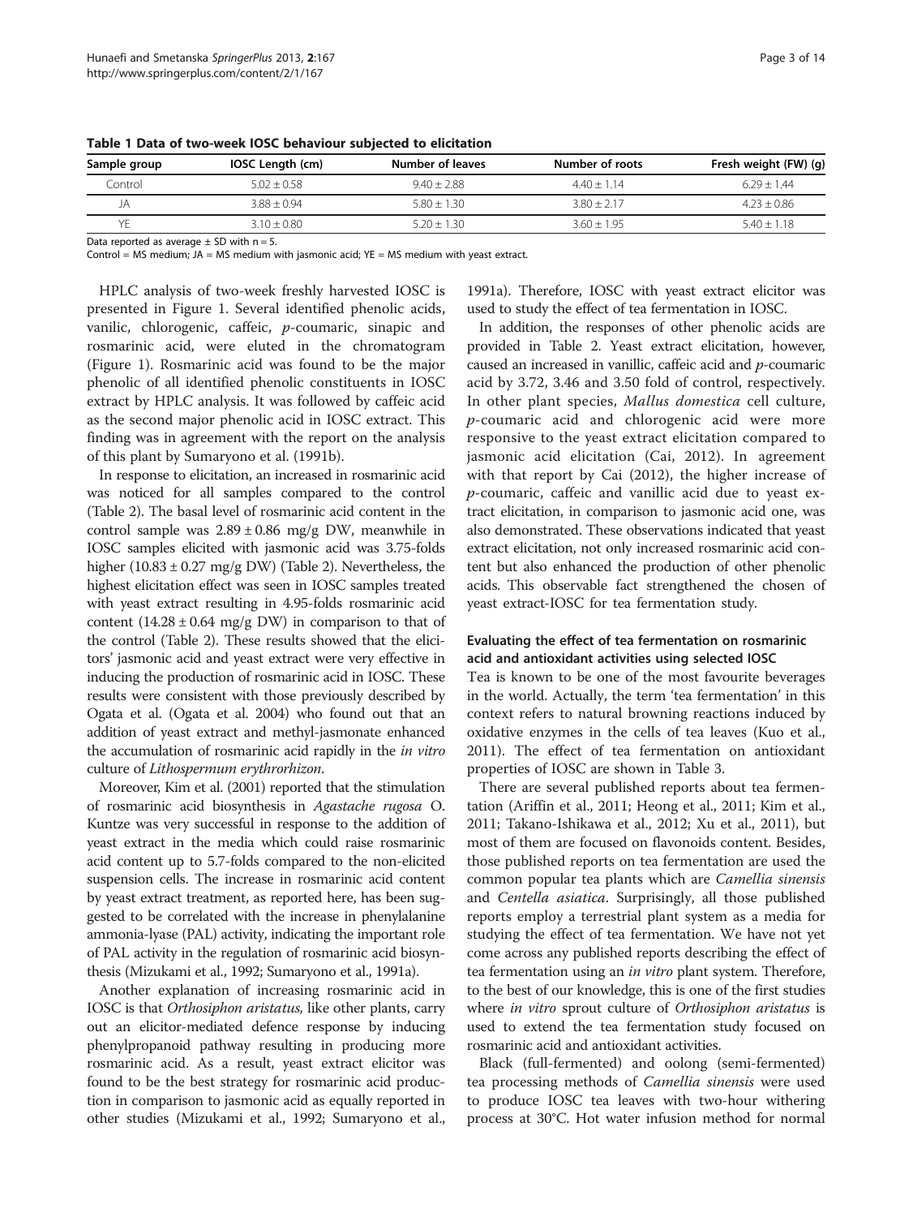**Table 1 Data of two-week IOSC behaviour subjected to elicitation**

| Sample group | IOSC Length (cm) | Number of leaves | Number of roots | Fresh weight (FW) (g) |
|---|---|---|---|---|
| Control | 5.02 ± 0.58 | 9.40 ± 2.88 | 4.40 ± 1.14 | 6.29 ± 1.44 |
| JA | 3.88 ± 0.94 | 5.80 ± 1.30 | 3.80 ± 2.17 | 4.23 ± 0.86 |
| YE | 3.10 ± 0.80 | 5.20 ± 1.30 | 3.60 ± 1.95 | 5.40 ± 1.18 |

Data reported as average ± SD with n = 5.
Control = MS medium; JA = MS medium with jasmonic acid; YE = MS medium with yeast extract.

HPLC analysis of two-week freshly harvested IOSC is presented in Figure 1. Several identified phenolic acids, vanilic, chlorogenic, caffeic, *p*-coumaric, sinapic and rosmarinic acid, were eluted in the chromatogram (Figure 1). Rosmarinic acid was found to be the major phenolic of all identified phenolic constituents in IOSC extract by HPLC analysis. It was followed by caffeic acid as the second major phenolic acid in IOSC extract. This finding was in agreement with the report on the analysis of this plant by Sumaryono et al. (1991b).

In response to elicitation, an increased in rosmarinic acid was noticed for all samples compared to the control (Table 2). The basal level of rosmarinic acid content in the control sample was 2.89 ± 0.86 mg/g DW, meanwhile in IOSC samples elicited with jasmonic acid was 3.75-folds higher (10.83 ± 0.27 mg/g DW) (Table 2). Nevertheless, the highest elicitation effect was seen in IOSC samples treated with yeast extract resulting in 4.95-folds rosmarinic acid content (14.28 ± 0.64 mg/g DW) in comparison to that of the control (Table 2). These results showed that the elicitors' jasmonic acid and yeast extract were very effective in inducing the production of rosmarinic acid in IOSC. These results were consistent with those previously described by Ogata et al. (Ogata et al. 2004) who found out that an addition of yeast extract and methyl-jasmonate enhanced the accumulation of rosmarinic acid rapidly in the *in vitro* culture of *Lithospermum erythrorhizon*.

Moreover, Kim et al. (2001) reported that the stimulation of rosmarinic acid biosynthesis in *Agastache rugosa* O. Kuntze was very successful in response to the addition of yeast extract in the media which could raise rosmarinic acid content up to 5.7-folds compared to the non-elicited suspension cells. The increase in rosmarinic acid content by yeast extract treatment, as reported here, has been suggested to be correlated with the increase in phenylalanine ammonia-lyase (PAL) activity, indicating the important role of PAL activity in the regulation of rosmarinic acid biosynthesis (Mizukami et al., 1992; Sumaryono et al., 1991a).

Another explanation of increasing rosmarinic acid in IOSC is that *Orthosiphon aristatus,* like other plants, carry out an elicitor-mediated defence response by inducing phenylpropanoid pathway resulting in producing more rosmarinic acid. As a result, yeast extract elicitor was found to be the best strategy for rosmarinic acid production in comparison to jasmonic acid as equally reported in other studies (Mizukami et al., 1992; Sumaryono et al., 1991a). Therefore, IOSC with yeast extract elicitor was used to study the effect of tea fermentation in IOSC.

In addition, the responses of other phenolic acids are provided in Table 2. Yeast extract elicitation, however, caused an increased in vanillic, caffeic acid and *p*-coumaric acid by 3.72, 3.46 and 3.50 fold of control, respectively. In other plant species, *Mallus domestica* cell culture, *p*-coumaric acid and chlorogenic acid were more responsive to the yeast extract elicitation compared to jasmonic acid elicitation (Cai, 2012). In agreement with that report by Cai (2012), the higher increase of *p*-coumaric, caffeic and vanillic acid due to yeast extract elicitation, in comparison to jasmonic acid one, was also demonstrated. These observations indicated that yeast extract elicitation, not only increased rosmarinic acid content but also enhanced the production of other phenolic acids. This observable fact strengthened the chosen of yeast extract-IOSC for tea fermentation study.

### Evaluating the effect of tea fermentation on rosmarinic acid and antioxidant activities using selected IOSC

Tea is known to be one of the most favourite beverages in the world. Actually, the term 'tea fermentation' in this context refers to natural browning reactions induced by oxidative enzymes in the cells of tea leaves (Kuo et al., 2011). The effect of tea fermentation on antioxidant properties of IOSC are shown in Table 3.

There are several published reports about tea fermentation (Ariffin et al., 2011; Heong et al., 2011; Kim et al., 2011; Takano-Ishikawa et al., 2012; Xu et al., 2011), but most of them are focused on flavonoids content. Besides, those published reports on tea fermentation are used the common popular tea plants which are *Camellia sinensis* and *Centella asiatica*. Surprisingly, all those published reports employ a terrestrial plant system as a media for studying the effect of tea fermentation. We have not yet come across any published reports describing the effect of tea fermentation using an *in vitro* plant system. Therefore, to the best of our knowledge, this is one of the first studies where *in vitro* sprout culture of *Orthosiphon aristatus* is used to extend the tea fermentation study focused on rosmarinic acid and antioxidant activities.

Black (full-fermented) and oolong (semi-fermented) tea processing methods of *Camellia sinensis* were used to produce IOSC tea leaves with two-hour withering process at 30°C. Hot water infusion method for normal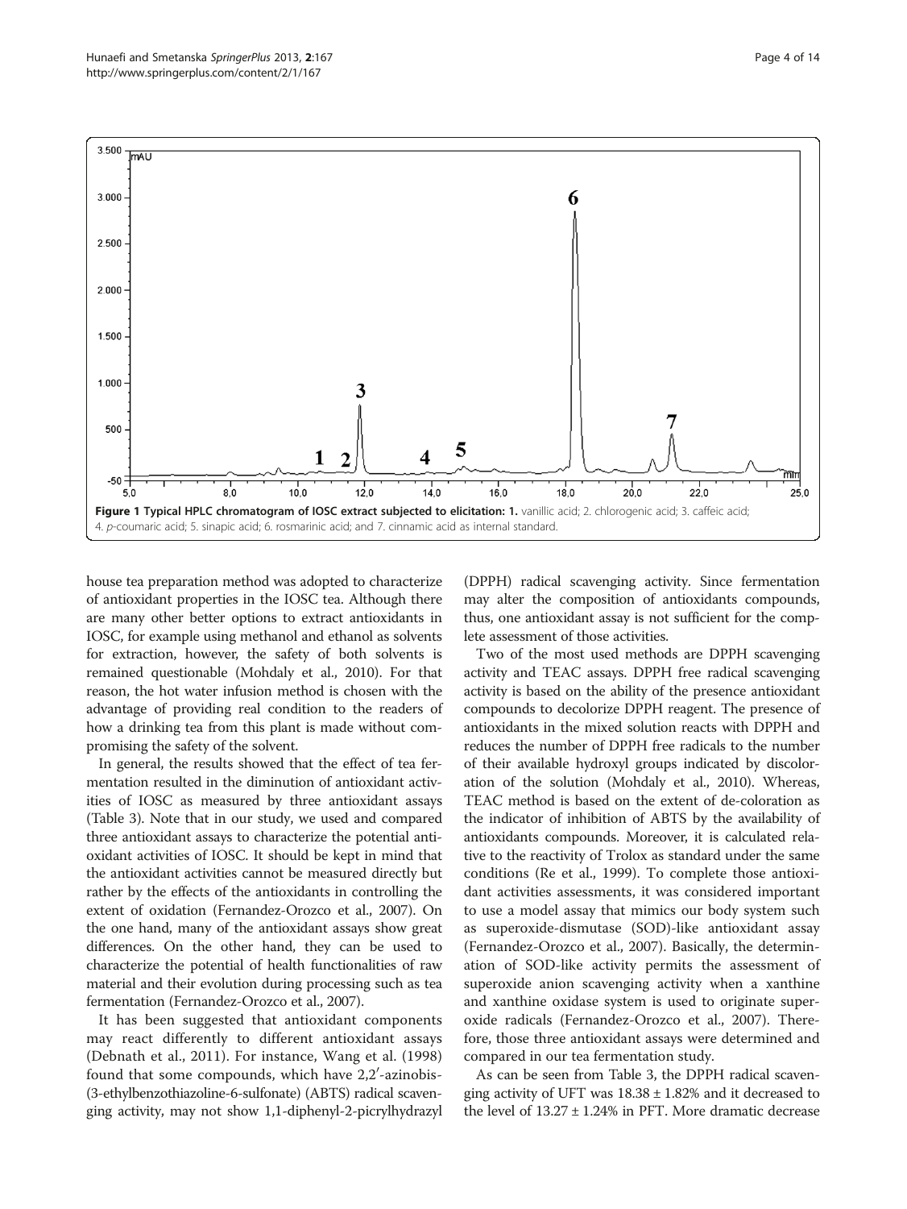**Figure 1 Typical HPLC chromatogram of IOSC extract subjected to elicitation: 1.** vanillic acid; 2. chlorogenic acid; 3. caffeic acid; 4. *p*-coumaric acid; 5. sinapic acid; 6. rosmarinic acid; and 7. cinnamic acid as internal standard.

house tea preparation method was adopted to characterize of antioxidant properties in the IOSC tea. Although there are many other better options to extract antioxidants in IOSC, for example using methanol and ethanol as solvents for extraction, however, the safety of both solvents is remained questionable (Mohdaly et al., 2010). For that reason, the hot water infusion method is chosen with the advantage of providing real condition to the readers of how a drinking tea from this plant is made without compromising the safety of the solvent.

In general, the results showed that the effect of tea fermentation resulted in the diminution of antioxidant activities of IOSC as measured by three antioxidant assays (Table 3). Note that in our study, we used and compared three antioxidant assays to characterize the potential antioxidant activities of IOSC. It should be kept in mind that the antioxidant activities cannot be measured directly but rather by the effects of the antioxidants in controlling the extent of oxidation (Fernandez-Orozco et al., 2007). On the one hand, many of the antioxidant assays show great differences. On the other hand, they can be used to characterize the potential of health functionalities of raw material and their evolution during processing such as tea fermentation (Fernandez-Orozco et al., 2007).

It has been suggested that antioxidant components may react differently to different antioxidant assays (Debnath et al., 2011). For instance, Wang et al. (1998) found that some compounds, which have 2,2′-azinobis-(3-ethylbenzothiazoline-6-sulfonate) (ABTS) radical scavenging activity, may not show 1,1-diphenyl-2-picrylhydrazyl (DPPH) radical scavenging activity. Since fermentation may alter the composition of antioxidants compounds, thus, one antioxidant assay is not sufficient for the complete assessment of those activities.

Two of the most used methods are DPPH scavenging activity and TEAC assays. DPPH free radical scavenging activity is based on the ability of the presence antioxidant compounds to decolorize DPPH reagent. The presence of antioxidants in the mixed solution reacts with DPPH and reduces the number of DPPH free radicals to the number of their available hydroxyl groups indicated by discoloration of the solution (Mohdaly et al., 2010). Whereas, TEAC method is based on the extent of de-coloration as the indicator of inhibition of ABTS by the availability of antioxidants compounds. Moreover, it is calculated relative to the reactivity of Trolox as standard under the same conditions (Re et al., 1999). To complete those antioxidant activities assessments, it was considered important to use a model assay that mimics our body system such as superoxide-dismutase (SOD)-like antioxidant assay (Fernandez-Orozco et al., 2007). Basically, the determination of SOD-like activity permits the assessment of superoxide anion scavenging activity when a xanthine and xanthine oxidase system is used to originate superoxide radicals (Fernandez-Orozco et al., 2007). Therefore, those three antioxidant assays were determined and compared in our tea fermentation study.

As can be seen from Table 3, the DPPH radical scavenging activity of UFT was 18.38 ± 1.82% and it decreased to the level of 13.27 ± 1.24% in PFT. More dramatic decrease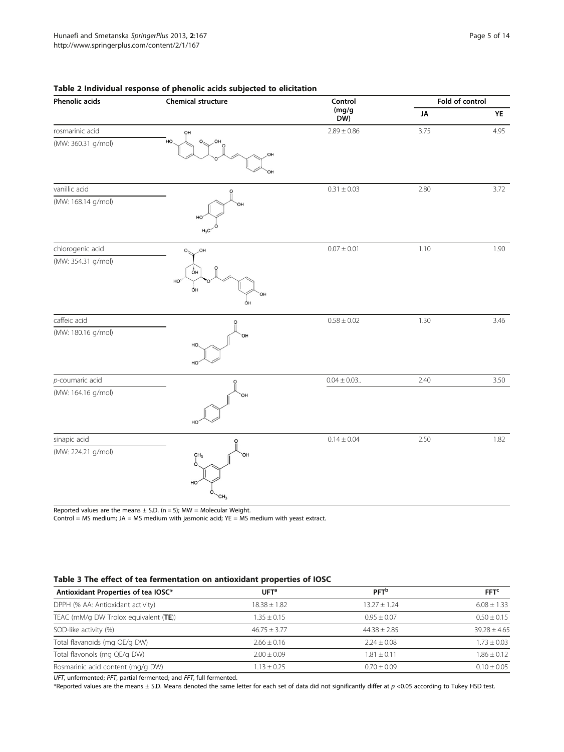**Table 2 Individual response of phenolic acids subjected to elicitation**

| Phenolic acids | Chemical structure | Control (mg/g DW) | Fold of control | |
|---|---|---|---|---|
| | | | JA | YE |
| rosmarinic acid (MW: 360.31 g/mol) | | 2.89 ± 0.86 | 3.75 | 4.95 |
| vanillic acid (MW: 168.14 g/mol) | | 0.31 ± 0.03 | 2.80 | 3.72 |
| chlorogenic acid (MW: 354.31 g/mol) | | 0.07 ± 0.01 | 1.10 | 1.90 |
| caffeic acid (MW: 180.16 g/mol) | | 0.58 ± 0.02 | 1.30 | 3.46 |
| *p*-coumaric acid (MW: 164.16 g/mol) | | 0.04 ± 0.03.. | 2.40 | 3.50 |
| sinapic acid (MW: 224.21 g/mol) | | 0.14 ± 0.04 | 2.50 | 1.82 |

Reported values are the means ± S.D. (n = 5); MW = Molecular Weight.
Control = MS medium; JA = MS medium with jasmonic acid; YE = MS medium with yeast extract.

**Table 3 The effect of tea fermentation on antioxidant properties of IOSC**

| Antioxidant Properties of tea IOSC* | UFT[a] | PFT[b] | FFT[c] |
|---|---|---|---|
| DPPH (% AA: Antioxidant activity) | 18.38 ± 1.82 | 13.27 ± 1.24 | 6.08 ± 1.33 |
| TEAC (mM/g DW Trolox equivalent (**TE**)) | 1.35 ± 0.15 | 0.95 ± 0.07 | 0.50 ± 0.15 |
| SOD-like activity (%) | 46.75 ± 3.77 | 44.38 ± 2.85 | 39.28 ± 4.65 |
| Total flavanoids (mg QE/g DW) | 2.66 ± 0.16 | 2.24 ± 0.08 | 1.73 ± 0.03 |
| Total flavonols (mg QE/g DW) | 2.00 ± 0.09 | 1.81 ± 0.11 | 1.86 ± 0.12 |
| Rosmarinic acid content (mg/g DW) | 1.13 ± 0.25 | 0.70 ± 0.09 | 0.10 ± 0.05 |

*UFT*, unfermented; *PFT*, partial fermented; and *FFT*, full fermented.
*Reported values are the means ± S.D. Means denoted the same letter for each set of data did not significantly differ at $p$ <0.05 according to Tukey HSD test.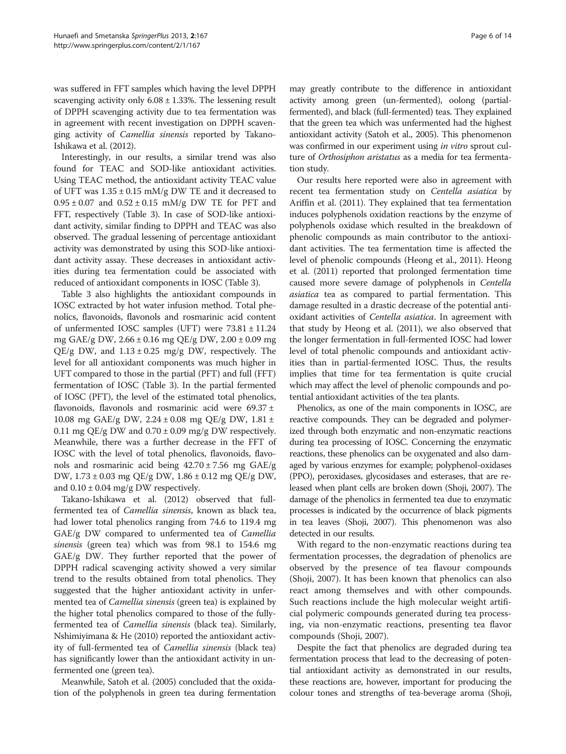was suffered in FFT samples which having the level DPPH scavenging activity only 6.08 ± 1.33%. The lessening result of DPPH scavenging activity due to tea fermentation was in agreement with recent investigation on DPPH scavenging activity of *Camellia sinensis* reported by Takano-Ishikawa et al. (2012).

Interestingly, in our results, a similar trend was also found for TEAC and SOD-like antioxidant activities. Using TEAC method, the antioxidant activity TEAC value of UFT was 1.35 ± 0.15 mM/g DW TE and it decreased to 0.95 ± 0.07 and 0.52 ± 0.15 mM/g DW TE for PFT and FFT, respectively (Table 3). In case of SOD-like antioxidant activity, similar finding to DPPH and TEAC was also observed. The gradual lessening of percentage antioxidant activity was demonstrated by using this SOD-like antioxidant activity assay. These decreases in antioxidant activities during tea fermentation could be associated with reduced of antioxidant components in IOSC (Table 3).

Table 3 also highlights the antioxidant compounds in IOSC extracted by hot water infusion method. Total phenolics, flavonoids, flavonols and rosmarinic acid content of unfermented IOSC samples (UFT) were 73.81 ± 11.24 mg GAE/g DW, 2.66 ± 0.16 mg QE/g DW, 2.00 ± 0.09 mg QE/g DW, and 1.13 ± 0.25 mg/g DW, respectively. The level for all antioxidant components was much higher in UFT compared to those in the partial (PFT) and full (FFT) fermentation of IOSC (Table 3). In the partial fermented of IOSC (PFT), the level of the estimated total phenolics, flavonoids, flavonols and rosmarinic acid were 69.37 ± 10.08 mg GAE/g DW, 2.24 ± 0.08 mg QE/g DW, 1.81 ± 0.11 mg QE/g DW and 0.70 ± 0.09 mg/g DW respectively. Meanwhile, there was a further decrease in the FFT of IOSC with the level of total phenolics, flavonoids, flavonols and rosmarinic acid being 42.70 ± 7.56 mg GAE/g DW, 1.73 ± 0.03 mg QE/g DW, 1.86 ± 0.12 mg QE/g DW, and 0.10 ± 0.04 mg/g DW respectively.

Takano-Ishikawa et al. (2012) observed that full-fermented tea of *Camellia sinensis*, known as black tea, had lower total phenolics ranging from 74.6 to 119.4 mg GAE/g DW compared to unfermented tea of *Camellia sinensis* (green tea) which was from 98.1 to 154.6 mg GAE/g DW. They further reported that the power of DPPH radical scavenging activity showed a very similar trend to the results obtained from total phenolics. They suggested that the higher antioxidant activity in unfermented tea of *Camellia sinensis* (green tea) is explained by the higher total phenolics compared to those of the fully-fermented tea of *Camellia sinensis* (black tea). Similarly, Nshimiyimana & He (2010) reported the antioxidant activity of full-fermented tea of *Camellia sinensis* (black tea) has significantly lower than the antioxidant activity in unfermented one (green tea).

Meanwhile, Satoh et al. (2005) concluded that the oxidation of the polyphenols in green tea during fermentation may greatly contribute to the difference in antioxidant activity among green (un-fermented), oolong (partial-fermented), and black (full-fermented) teas. They explained that the green tea which was unfermented had the highest antioxidant activity (Satoh et al., 2005). This phenomenon was confirmed in our experiment using *in vitro* sprout culture of *Orthosiphon aristatus* as a media for tea fermentation study.

Our results here reported were also in agreement with recent tea fermentation study on *Centella asiatica* by Ariffin et al. (2011). They explained that tea fermentation induces polyphenols oxidation reactions by the enzyme of polyphenols oxidase which resulted in the breakdown of phenolic compounds as main contributor to the antioxidant activities. The tea fermentation time is affected the level of phenolic compounds (Heong et al., 2011). Heong et al. (2011) reported that prolonged fermentation time caused more severe damage of polyphenols in *Centella asiatica* tea as compared to partial fermentation. This damage resulted in a drastic decrease of the potential antioxidant activities of *Centella asiatica*. In agreement with that study by Heong et al. (2011), we also observed that the longer fermentation in full-fermented IOSC had lower level of total phenolic compounds and antioxidant activities than in partial-fermented IOSC. Thus, the results implies that time for tea fermentation is quite crucial which may affect the level of phenolic compounds and potential antioxidant activities of the tea plants.

Phenolics, as one of the main components in IOSC, are reactive compounds. They can be degraded and polymerized through both enzymatic and non-enzymatic reactions during tea processing of IOSC. Concerning the enzymatic reactions, these phenolics can be oxygenated and also damaged by various enzymes for example; polyphenol-oxidases (PPO), peroxidases, glycosidases and esterases, that are released when plant cells are broken down (Shoji, 2007). The damage of the phenolics in fermented tea due to enzymatic processes is indicated by the occurrence of black pigments in tea leaves (Shoji, 2007). This phenomenon was also detected in our results.

With regard to the non-enzymatic reactions during tea fermentation processes, the degradation of phenolics are observed by the presence of tea flavour compounds (Shoji, 2007). It has been known that phenolics can also react among themselves and with other compounds. Such reactions include the high molecular weight artificial polymeric compounds generated during tea processing, via non-enzymatic reactions, presenting tea flavor compounds (Shoji, 2007).

Despite the fact that phenolics are degraded during tea fermentation process that lead to the decreasing of potential antioxidant activity as demonstrated in our results, these reactions are, however, important for producing the colour tones and strengths of tea-beverage aroma (Shoji,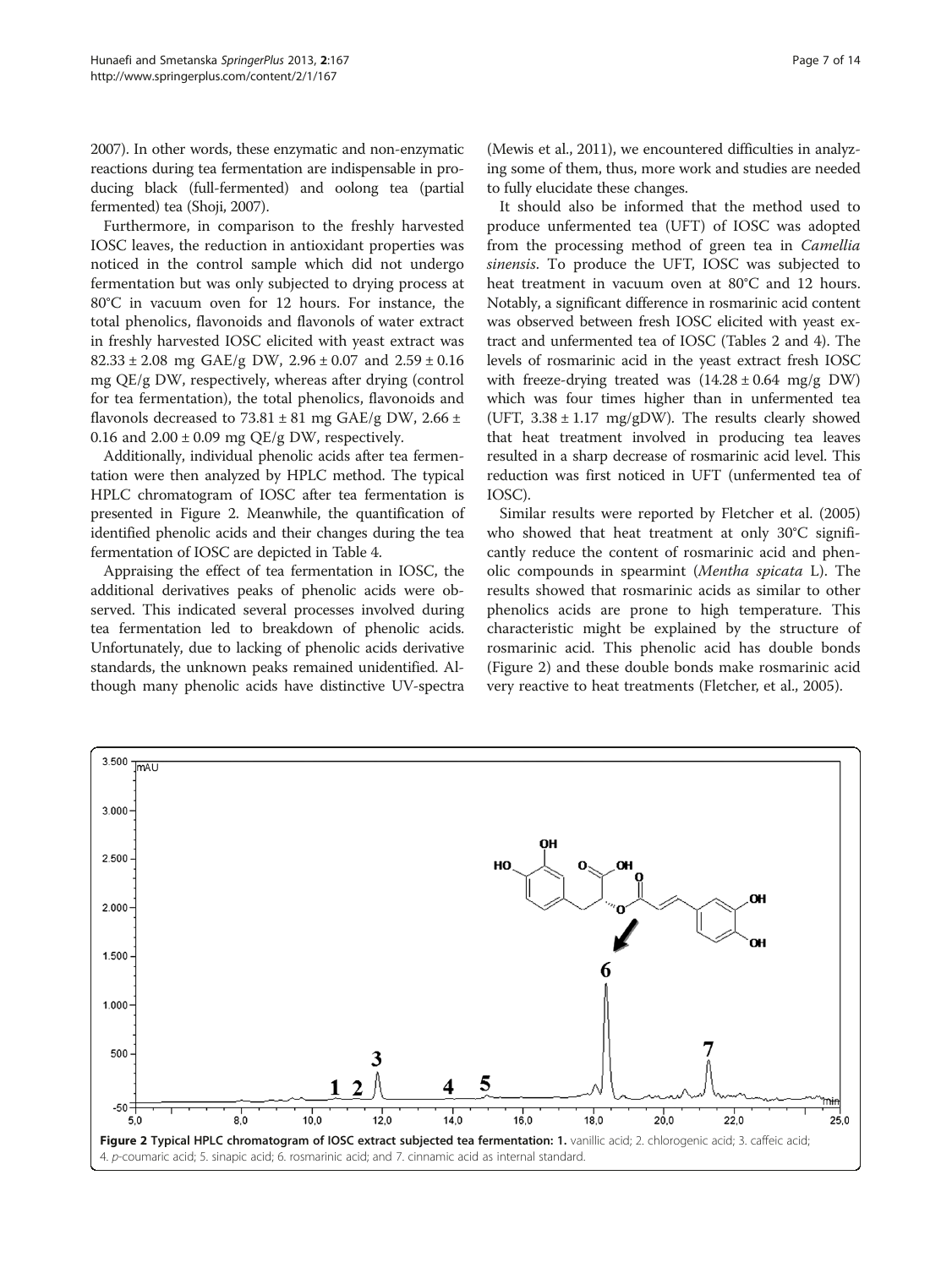2007). In other words, these enzymatic and non-enzymatic reactions during tea fermentation are indispensable in producing black (full-fermented) and oolong tea (partial fermented) tea (Shoji, 2007).

Furthermore, in comparison to the freshly harvested IOSC leaves, the reduction in antioxidant properties was noticed in the control sample which did not undergo fermentation but was only subjected to drying process at 80°C in vacuum oven for 12 hours. For instance, the total phenolics, flavonoids and flavonols of water extract in freshly harvested IOSC elicited with yeast extract was $82.33 \pm 2.08$ mg GAE/g DW, $2.96 \pm 0.07$ and $2.59 \pm 0.16$ mg QE/g DW, respectively, whereas after drying (control for tea fermentation), the total phenolics, flavonoids and flavonols decreased to $73.81 \pm 81$ mg GAE/g DW, $2.66 \pm 0.16$ and $2.00 \pm 0.09$ mg QE/g DW, respectively.

Additionally, individual phenolic acids after tea fermentation were then analyzed by HPLC method. The typical HPLC chromatogram of IOSC after tea fermentation is presented in Figure 2. Meanwhile, the quantification of identified phenolic acids and their changes during the tea fermentation of IOSC are depicted in Table 4.

Appraising the effect of tea fermentation in IOSC, the additional derivatives peaks of phenolic acids were observed. This indicated several processes involved during tea fermentation led to breakdown of phenolic acids. Unfortunately, due to lacking of phenolic acids derivative standards, the unknown peaks remained unidentified. Although many phenolic acids have distinctive UV-spectra (Mewis et al., 2011), we encountered difficulties in analyzing some of them, thus, more work and studies are needed to fully elucidate these changes.

It should also be informed that the method used to produce unfermented tea (UFT) of IOSC was adopted from the processing method of green tea in *Camellia sinensis*. To produce the UFT, IOSC was subjected to heat treatment in vacuum oven at 80°C and 12 hours. Notably, a significant difference in rosmarinic acid content was observed between fresh IOSC elicited with yeast extract and unfermented tea of IOSC (Tables 2 and 4). The levels of rosmarinic acid in the yeast extract fresh IOSC with freeze-drying treated was ($14.28 \pm 0.64$ mg/g DW) which was four times higher than in unfermented tea (UFT, $3.38 \pm 1.17$ mg/gDW). The results clearly showed that heat treatment involved in producing tea leaves resulted in a sharp decrease of rosmarinic acid level. This reduction was first noticed in UFT (unfermented tea of IOSC).

Similar results were reported by Fletcher et al. (2005) who showed that heat treatment at only 30°C significantly reduce the content of rosmarinic acid and phenolic compounds in spearmint (*Mentha spicata* L). The results showed that rosmarinic acids as similar to other phenolics acids are prone to high temperature. This characteristic might be explained by the structure of rosmarinic acid. This phenolic acid has double bonds (Figure 2) and these double bonds make rosmarinic acid very reactive to heat treatments (Fletcher, et al., 2005).

**Figure 2** Typical HPLC chromatogram of IOSC extract subjected tea fermentation: **1.** vanillic acid; 2. chlorogenic acid; 3. caffeic acid; 4. *p*-coumaric acid; 5. sinapic acid; 6. rosmarinic acid; and 7. cinnamic acid as internal standard.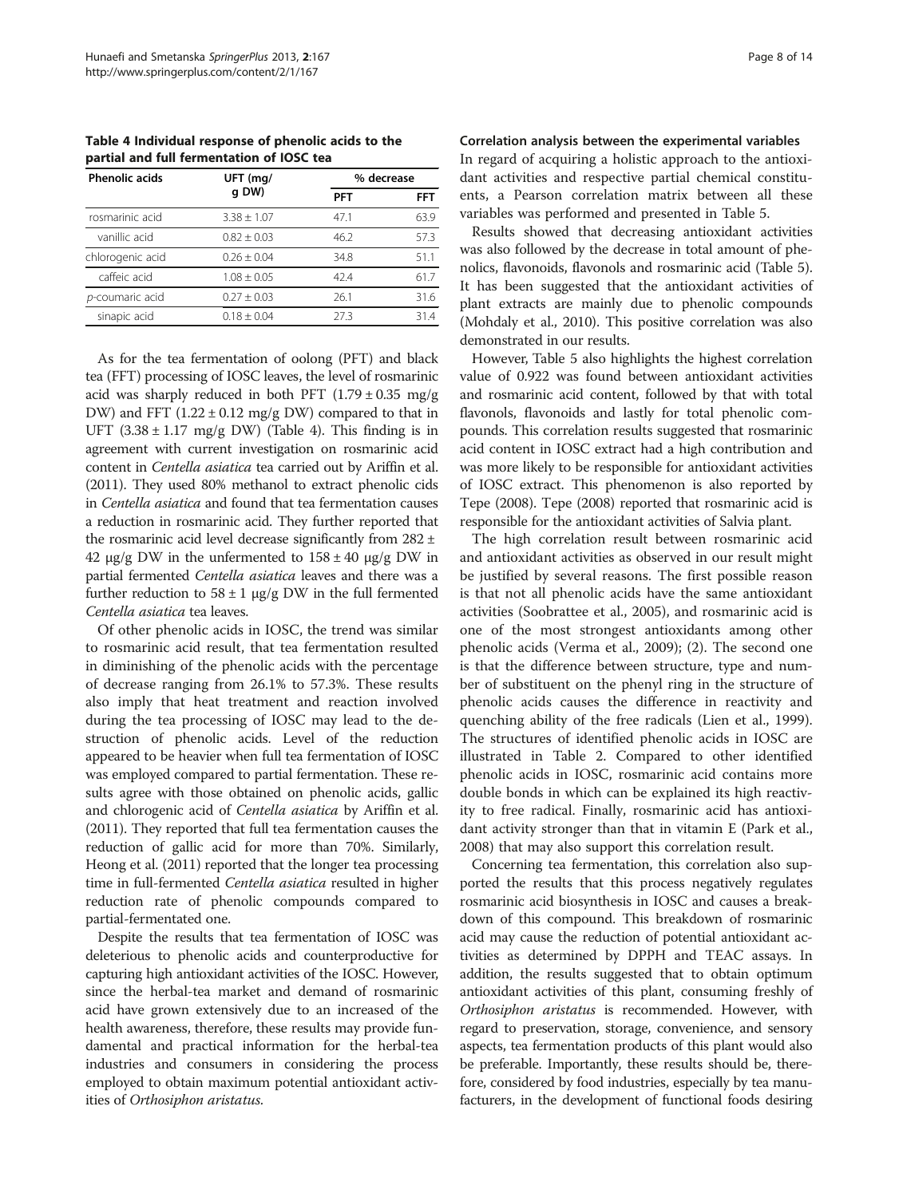**Table 4 Individual response of phenolic acids to the partial and full fermentation of IOSC tea**

| Phenolic acids | UFT (mg/ g DW) | % decrease | |
|---|---|---|---|
| | | PFT | FFT |
| rosmarinic acid | 3.38 ± 1.07 | 47.1 | 63.9 |
| vanillic acid | 0.82 ± 0.03 | 46.2 | 57.3 |
| chlorogenic acid | 0.26 ± 0.04 | 34.8 | 51.1 |
| caffeic acid | 1.08 ± 0.05 | 42.4 | 61.7 |
| *p*-coumaric acid | 0.27 ± 0.03 | 26.1 | 31.6 |
| sinapic acid | 0.18 ± 0.04 | 27.3 | 31.4 |

As for the tea fermentation of oolong (PFT) and black tea (FFT) processing of IOSC leaves, the level of rosmarinic acid was sharply reduced in both PFT (1.79 ± 0.35 mg/g DW) and FFT (1.22 ± 0.12 mg/g DW) compared to that in UFT (3.38 ± 1.17 mg/g DW) (Table 4). This finding is in agreement with current investigation on rosmarinic acid content in *Centella asiatica* tea carried out by Ariffin et al. (2011). They used 80% methanol to extract phenolic cids in *Centella asiatica* and found that tea fermentation causes a reduction in rosmarinic acid. They further reported that the rosmarinic acid level decrease significantly from 282 ± 42 μg/g DW in the unfermented to 158 ± 40 μg/g DW in partial fermented *Centella asiatica* leaves and there was a further reduction to 58 ± 1 μg/g DW in the full fermented *Centella asiatica* tea leaves.

Of other phenolic acids in IOSC, the trend was similar to rosmarinic acid result, that tea fermentation resulted in diminishing of the phenolic acids with the percentage of decrease ranging from 26.1% to 57.3%. These results also imply that heat treatment and reaction involved during the tea processing of IOSC may lead to the destruction of phenolic acids. Level of the reduction appeared to be heavier when full tea fermentation of IOSC was employed compared to partial fermentation. These results agree with those obtained on phenolic acids, gallic and chlorogenic acid of *Centella asiatica* by Ariffin et al. (2011). They reported that full tea fermentation causes the reduction of gallic acid for more than 70%. Similarly, Heong et al. (2011) reported that the longer tea processing time in full-fermented *Centella asiatica* resulted in higher reduction rate of phenolic compounds compared to partial-fermentated one.

Despite the results that tea fermentation of IOSC was deleterious to phenolic acids and counterproductive for capturing high antioxidant activities of the IOSC. However, since the herbal-tea market and demand of rosmarinic acid have grown extensively due to an increased of the health awareness, therefore, these results may provide fundamental and practical information for the herbal-tea industries and consumers in considering the process employed to obtain maximum potential antioxidant activities of *Orthosiphon aristatus*.

### Correlation analysis between the experimental variables

In regard of acquiring a holistic approach to the antioxidant activities and respective partial chemical constituents, a Pearson correlation matrix between all these variables was performed and presented in Table 5.

Results showed that decreasing antioxidant activities was also followed by the decrease in total amount of phenolics, flavonoids, flavonols and rosmarinic acid (Table 5). It has been suggested that the antioxidant activities of plant extracts are mainly due to phenolic compounds (Mohdaly et al., 2010). This positive correlation was also demonstrated in our results.

However, Table 5 also highlights the highest correlation value of 0.922 was found between antioxidant activities and rosmarinic acid content, followed by that with total flavonols, flavonoids and lastly for total phenolic compounds. This correlation results suggested that rosmarinic acid content in IOSC extract had a high contribution and was more likely to be responsible for antioxidant activities of IOSC extract. This phenomenon is also reported by Tepe (2008). Tepe (2008) reported that rosmarinic acid is responsible for the antioxidant activities of Salvia plant.

The high correlation result between rosmarinic acid and antioxidant activities as observed in our result might be justified by several reasons. The first possible reason is that not all phenolic acids have the same antioxidant activities (Soobrattee et al., 2005), and rosmarinic acid is one of the most strongest antioxidants among other phenolic acids (Verma et al., 2009); (2). The second one is that the difference between structure, type and number of substituent on the phenyl ring in the structure of phenolic acids causes the difference in reactivity and quenching ability of the free radicals (Lien et al., 1999). The structures of identified phenolic acids in IOSC are illustrated in Table 2. Compared to other identified phenolic acids in IOSC, rosmarinic acid contains more double bonds in which can be explained its high reactivity to free radical. Finally, rosmarinic acid has antioxidant activity stronger than that in vitamin E (Park et al., 2008) that may also support this correlation result.

Concerning tea fermentation, this correlation also supported the results that this process negatively regulates rosmarinic acid biosynthesis in IOSC and causes a breakdown of this compound. This breakdown of rosmarinic acid may cause the reduction of potential antioxidant activities as determined by DPPH and TEAC assays. In addition, the results suggested that to obtain optimum antioxidant activities of this plant, consuming freshly of *Orthosiphon aristatus* is recommended. However, with regard to preservation, storage, convenience, and sensory aspects, tea fermentation products of this plant would also be preferable. Importantly, these results should be, therefore, considered by food industries, especially by tea manufacturers, in the development of functional foods desiring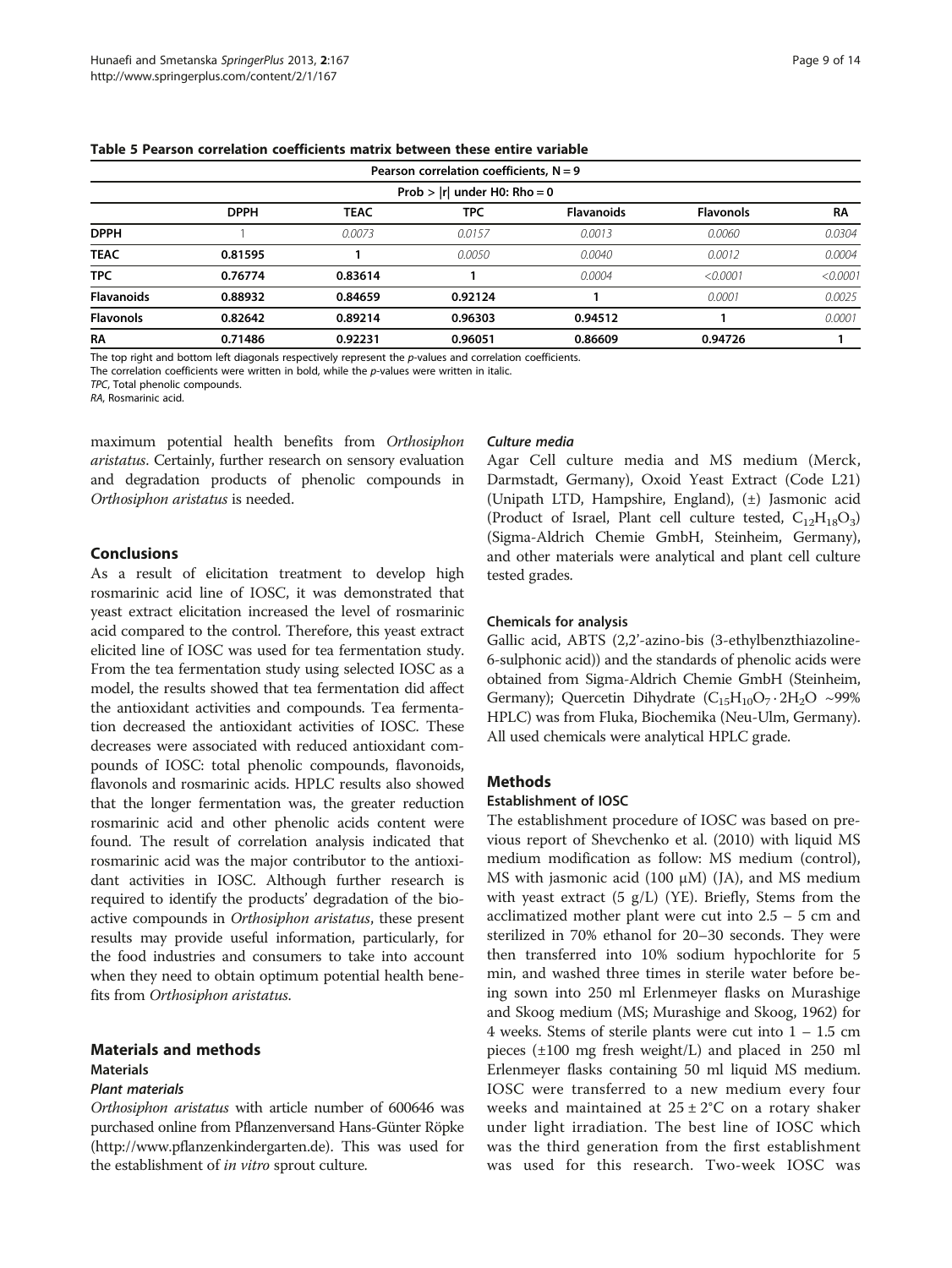**Table 5 Pearson correlation coefficients matrix between these entire variable**

| Pearson correlation coefficients, N = 9 | | | | | | |
|---|---|---|---|---|---|---|
| Prob > \|r\| under H0: Rho = 0 | | | | | | |
| | **DPPH** | **TEAC** | **TPC** | **Flavanoids** | **Flavonols** | **RA** |
| **DPPH** | 1 | *0.0073* | *0.0157* | *0.0013* | *0.0060* | *0.0304* |
| **TEAC** | **0.81595** | 1 | *0.0050* | *0.0040* | *0.0012* | *0.0004* |
| **TPC** | **0.76774** | **0.83614** | 1 | *0.0004* | *<0.0001* | *<0.0001* |
| **Flavanoids** | **0.88932** | **0.84659** | **0.92124** | 1 | *0.0001* | *0.0025* |
| **Flavonols** | **0.82642** | **0.89214** | **0.96303** | **0.94512** | 1 | *0.0001* |
| **RA** | **0.71486** | **0.92231** | **0.96051** | **0.86609** | **0.94726** | 1 |

The top right and bottom left diagonals respectively represent the *p*-values and correlation coefficients.
The correlation coefficients were written in bold, while the *p*-values were written in italic.
*TPC*, Total phenolic compounds.
*RA*, Rosmarinic acid.

maximum potential health benefits from *Orthosiphon aristatus*. Certainly, further research on sensory evaluation and degradation products of phenolic compounds in *Orthosiphon aristatus* is needed.

## Conclusions

As a result of elicitation treatment to develop high rosmarinic acid line of IOSC, it was demonstrated that yeast extract elicitation increased the level of rosmarinic acid compared to the control. Therefore, this yeast extract elicited line of IOSC was used for tea fermentation study. From the tea fermentation study using selected IOSC as a model, the results showed that tea fermentation did affect the antioxidant activities and compounds. Tea fermentation decreased the antioxidant activities of IOSC. These decreases were associated with reduced antioxidant compounds of IOSC: total phenolic compounds, flavonoids, flavonols and rosmarinic acids. HPLC results also showed that the longer fermentation was, the greater reduction rosmarinic acid and other phenolic acids content were found. The result of correlation analysis indicated that rosmarinic acid was the major contributor to the antioxidant activities in IOSC. Although further research is required to identify the products' degradation of the bioactive compounds in *Orthosiphon aristatus*, these present results may provide useful information, particularly, for the food industries and consumers to take into account when they need to obtain optimum potential health benefits from *Orthosiphon aristatus*.

## Materials and methods

### Materials

#### *Plant materials*

*Orthosiphon aristatus* with article number of 600646 was purchased online from Pflanzenversand Hans-Günter Röpke (http://www.pflanzenkindergarten.de). This was used for the establishment of *in vitro* sprout culture.

#### *Culture media*

Agar Cell culture media and MS medium (Merck, Darmstadt, Germany), Oxoid Yeast Extract (Code L21) (Unipath LTD, Hampshire, England), (±) Jasmonic acid (Product of Israel, Plant cell culture tested, $C_{12}H_{18}O_3$) (Sigma-Aldrich Chemie GmbH, Steinheim, Germany), and other materials were analytical and plant cell culture tested grades.

#### Chemicals for analysis

Gallic acid, ABTS (2,2'-azino-bis (3-ethylbenzthiazoline-6-sulphonic acid)) and the standards of phenolic acids were obtained from Sigma-Aldrich Chemie GmbH (Steinheim, Germany); Quercetin Dihydrate ($C_{15}H_{10}O_7 \cdot 2H_2O$ ~99% HPLC) was from Fluka, Biochemika (Neu-Ulm, Germany). All used chemicals were analytical HPLC grade.

### Methods

#### Establishment of IOSC

The establishment procedure of IOSC was based on previous report of Shevchenko et al. (2010) with liquid MS medium modification as follow: MS medium (control), MS with jasmonic acid (100 μM) (JA), and MS medium with yeast extract (5 g/L) (YE). Briefly, Stems from the acclimatized mother plant were cut into 2.5 – 5 cm and sterilized in 70% ethanol for 20–30 seconds. They were then transferred into 10% sodium hypochlorite for 5 min, and washed three times in sterile water before being sown into 250 ml Erlenmeyer flasks on Murashige and Skoog medium (MS; Murashige and Skoog, 1962) for 4 weeks. Stems of sterile plants were cut into 1 – 1.5 cm pieces (±100 mg fresh weight/L) and placed in 250 ml Erlenmeyer flasks containing 50 ml liquid MS medium. IOSC were transferred to a new medium every four weeks and maintained at 25 ± 2°C on a rotary shaker under light irradiation. The best line of IOSC which was the third generation from the first establishment was used for this research. Two-week IOSC was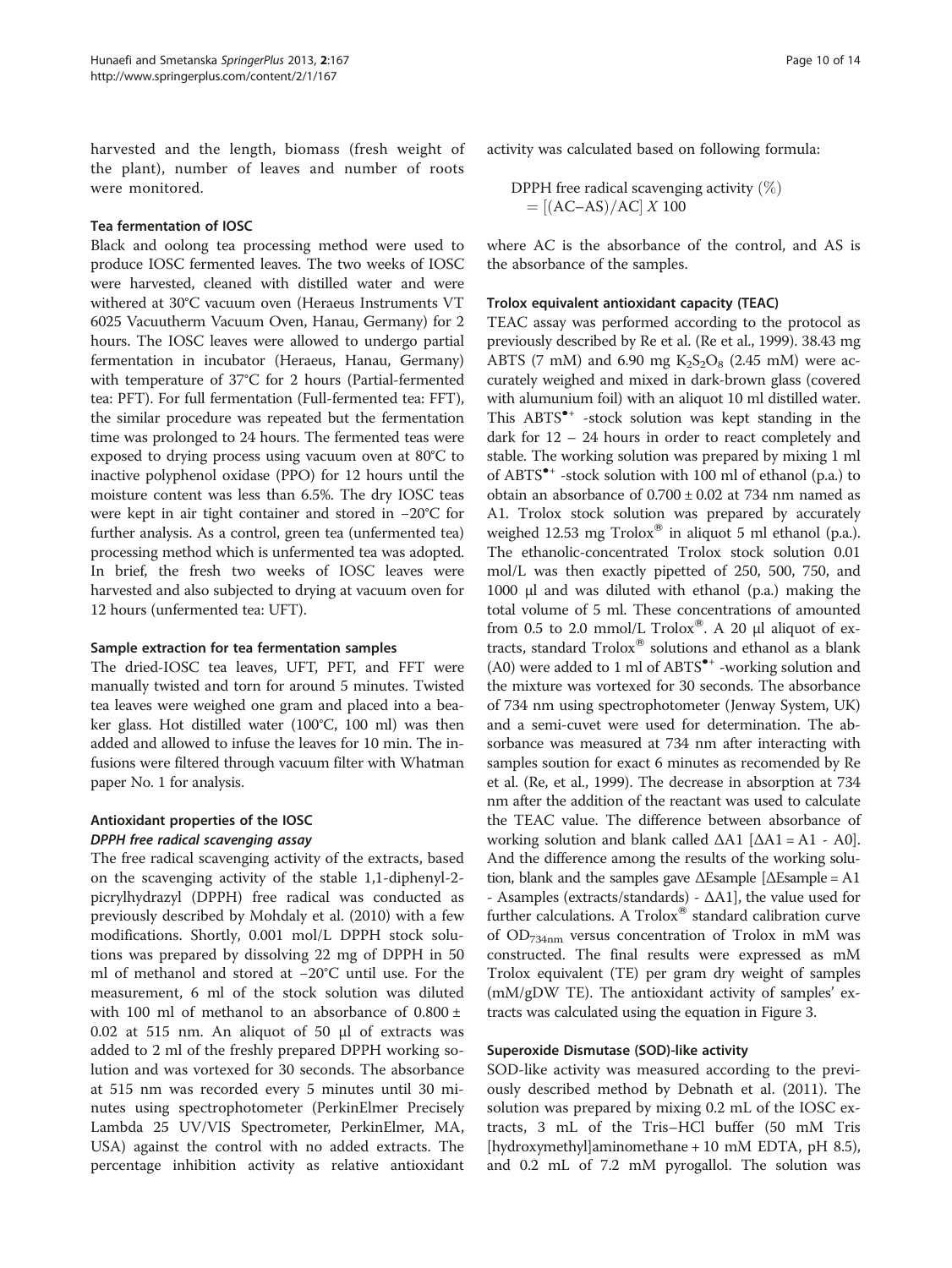harvested and the length, biomass (fresh weight of the plant), number of leaves and number of roots were monitored.

### Tea fermentation of IOSC

Black and oolong tea processing method were used to produce IOSC fermented leaves. The two weeks of IOSC were harvested, cleaned with distilled water and were withered at 30°C vacuum oven (Heraeus Instruments VT 6025 Vacuutherm Vacuum Oven, Hanau, Germany) for 2 hours. The IOSC leaves were allowed to undergo partial fermentation in incubator (Heraeus, Hanau, Germany) with temperature of 37°C for 2 hours (Partial-fermented tea: PFT). For full fermentation (Full-fermented tea: FFT), the similar procedure was repeated but the fermentation time was prolonged to 24 hours. The fermented teas were exposed to drying process using vacuum oven at 80°C to inactive polyphenol oxidase (PPO) for 12 hours until the moisture content was less than 6.5%. The dry IOSC teas were kept in air tight container and stored in −20°C for further analysis. As a control, green tea (unfermented tea) processing method which is unfermented tea was adopted. In brief, the fresh two weeks of IOSC leaves were harvested and also subjected to drying at vacuum oven for 12 hours (unfermented tea: UFT).

### Sample extraction for tea fermentation samples

The dried-IOSC tea leaves, UFT, PFT, and FFT were manually twisted and torn for around 5 minutes. Twisted tea leaves were weighed one gram and placed into a beaker glass. Hot distilled water (100°C, 100 ml) was then added and allowed to infuse the leaves for 10 min. The infusions were filtered through vacuum filter with Whatman paper No. 1 for analysis.

### Antioxidant properties of the IOSC

#### *DPPH free radical scavenging assay*

The free radical scavenging activity of the extracts, based on the scavenging activity of the stable 1,1-diphenyl-2-picrylhydrazyl (DPPH) free radical was conducted as previously described by Mohdaly et al. (2010) with a few modifications. Shortly, 0.001 mol/L DPPH stock solutions was prepared by dissolving 22 mg of DPPH in 50 ml of methanol and stored at −20°C until use. For the measurement, 6 ml of the stock solution was diluted with 100 ml of methanol to an absorbance of 0.800 ± 0.02 at 515 nm. An aliquot of 50 μl of extracts was added to 2 ml of the freshly prepared DPPH working solution and was vortexed for 30 seconds. The absorbance at 515 nm was recorded every 5 minutes until 30 minutes using spectrophotometer (PerkinElmer Precisely Lambda 25 UV/VIS Spectrometer, PerkinElmer, MA, USA) against the control with no added extracts. The percentage inhibition activity as relative antioxidant activity was calculated based on following formula:

$$\text{DPPH free radical scavenging activity } (\%) = [(\text{AC}-\text{AS})/\text{AC}]\ X\ 100$$

where AC is the absorbance of the control, and AS is the absorbance of the samples.

#### Trolox equivalent antioxidant capacity (TEAC)

TEAC assay was performed according to the protocol as previously described by Re et al. (Re et al., 1999). 38.43 mg ABTS (7 mM) and 6.90 mg $K_2S_2O_8$ (2.45 mM) were accurately weighed and mixed in dark-brown glass (covered with alumunium foil) with an aliquot 10 ml distilled water. This $ABTS^{\bullet +}$ -stock solution was kept standing in the dark for 12 – 24 hours in order to react completely and stable. The working solution was prepared by mixing 1 ml of $ABTS^{\bullet +}$ -stock solution with 100 ml of ethanol (p.a.) to obtain an absorbance of 0.700 ± 0.02 at 734 nm named as A1. Trolox stock solution was prepared by accurately weighed 12.53 mg Trolox® in aliquot 5 ml ethanol (p.a.). The ethanolic-concentrated Trolox stock solution 0.01 mol/L was then exactly pipetted of 250, 500, 750, and 1000 μl and was diluted with ethanol (p.a.) making the total volume of 5 ml. These concentrations of amounted from 0.5 to 2.0 mmol/L Trolox®. A 20 μl aliquot of extracts, standard Trolox® solutions and ethanol as a blank (A0) were added to 1 ml of $ABTS^{\bullet +}$ -working solution and the mixture was vortexed for 30 seconds. The absorbance of 734 nm using spectrophotometer (Jenway System, UK) and a semi-cuvet were used for determination. The absorbance was measured at 734 nm after interacting with samples soution for exact 6 minutes as recomended by Re et al. (Re, et al., 1999). The decrease in absorption at 734 nm after the addition of the reactant was used to calculate the TEAC value. The difference between absorbance of working solution and blank called ΔA1 [ΔA1 = A1 - A0]. And the difference among the results of the working solution, blank and the samples gave ΔEsample [ΔEsample = A1 - Asamples (extracts/standards) - ΔA1], the value used for further calculations. A Trolox® standard calibration curve of $OD_{734nm}$ versus concentration of Trolox in mM was constructed. The final results were expressed as mM Trolox equivalent (TE) per gram dry weight of samples (mM/gDW TE). The antioxidant activity of samples' extracts was calculated using the equation in Figure 3.

#### Superoxide Dismutase (SOD)-like activity

SOD-like activity was measured according to the previously described method by Debnath et al. (2011). The solution was prepared by mixing 0.2 mL of the IOSC extracts, 3 mL of the Tris–HCl buffer (50 mM Tris [hydroxymethyl]aminomethane + 10 mM EDTA, pH 8.5), and 0.2 mL of 7.2 mM pyrogallol. The solution was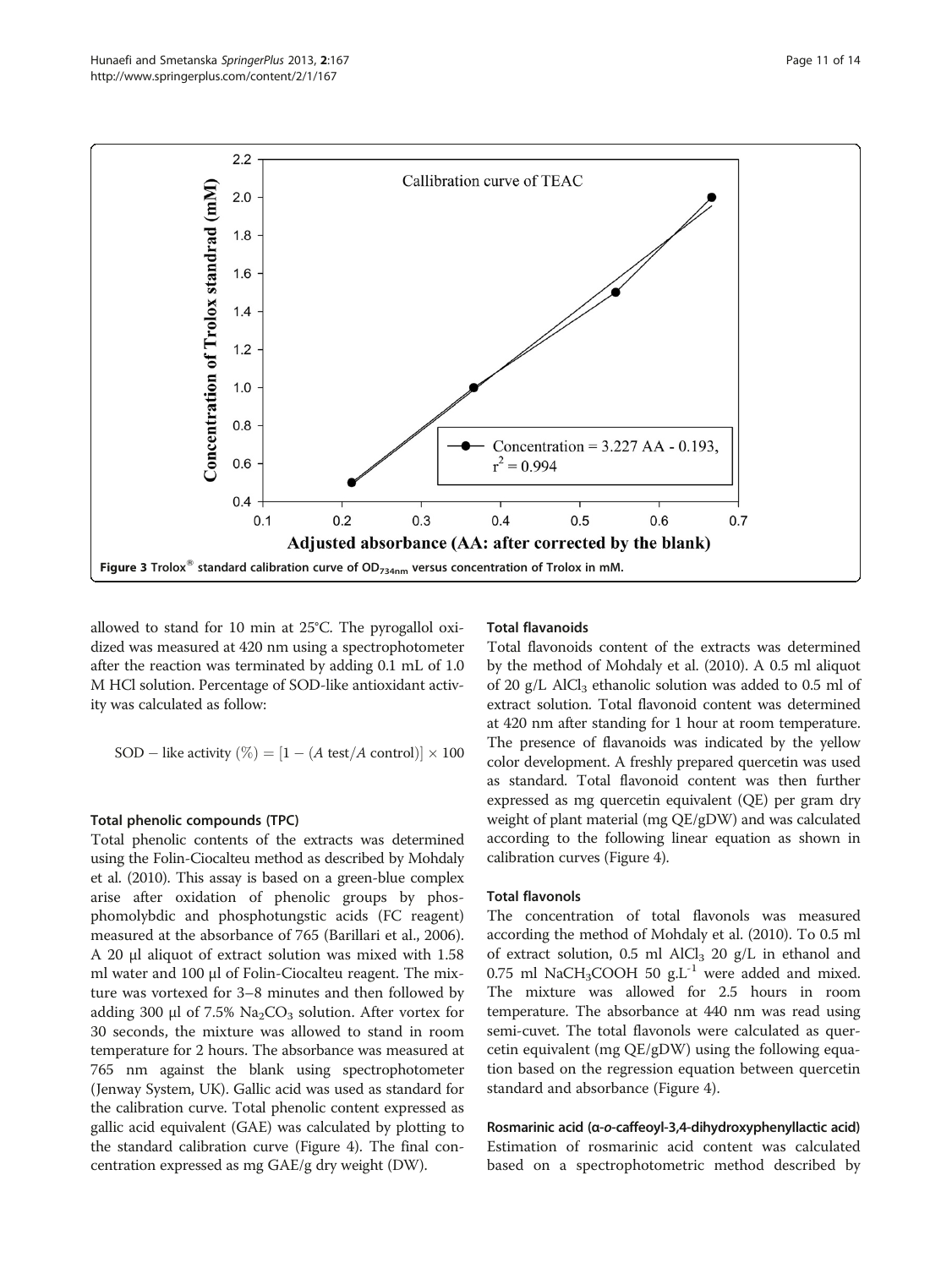Figure 3 Trolox® standard calibration curve of $OD_{734nm}$ versus concentration of Trolox in mM.

allowed to stand for 10 min at 25°C. The pyrogallol oxidized was measured at 420 nm using a spectrophotometer after the reaction was terminated by adding 0.1 mL of 1.0 M HCl solution. Percentage of SOD-like antioxidant activity was calculated as follow:

$$\text{SOD} - \text{like activity } (\%) = [1 - (A \text{ test}/A \text{ control})] \times 100$$

### Total phenolic compounds (TPC)

Total phenolic contents of the extracts was determined using the Folin-Ciocalteu method as described by Mohdaly et al. (2010). This assay is based on a green-blue complex arise after oxidation of phenolic groups by phosphomolybdic and phosphotungstic acids (FC reagent) measured at the absorbance of 765 (Barillari et al., 2006). A 20 µl aliquot of extract solution was mixed with 1.58 ml water and 100 µl of Folin-Ciocalteu reagent. The mixture was vortexed for 3–8 minutes and then followed by adding 300 µl of 7.5% $Na_2CO_3$ solution. After vortex for 30 seconds, the mixture was allowed to stand in room temperature for 2 hours. The absorbance was measured at 765 nm against the blank using spectrophotometer (Jenway System, UK). Gallic acid was used as standard for the calibration curve. Total phenolic content expressed as gallic acid equivalent (GAE) was calculated by plotting to the standard calibration curve (Figure 4). The final concentration expressed as mg GAE/g dry weight (DW).

### Total flavanoids

Total flavonoids content of the extracts was determined by the method of Mohdaly et al. (2010). A 0.5 ml aliquot of 20 g/L $AlCl_3$ ethanolic solution was added to 0.5 ml of extract solution. Total flavonoid content was determined at 420 nm after standing for 1 hour at room temperature. The presence of flavanoids was indicated by the yellow color development. A freshly prepared quercetin was used as standard. Total flavonoid content was then further expressed as mg quercetin equivalent (QE) per gram dry weight of plant material (mg QE/gDW) and was calculated according to the following linear equation as shown in calibration curves (Figure 4).

### Total flavonols

The concentration of total flavonols was measured according the method of Mohdaly et al. (2010). To 0.5 ml of extract solution, 0.5 ml $AlCl_3$ 20 g/L in ethanol and 0.75 ml $NaCH_3COOH$ 50 $g.L^{-1}$ were added and mixed. The mixture was allowed for 2.5 hours in room temperature. The absorbance at 440 nm was read using semi-cuvet. The total flavonols were calculated as quercetin equivalent (mg QE/gDW) using the following equation based on the regression equation between quercetin standard and absorbance (Figure 4).

### Rosmarinic acid (α-*o*-caffeoyl-3,4-dihydroxyphenyllactic acid)

Estimation of rosmarinic acid content was calculated based on a spectrophotometric method described by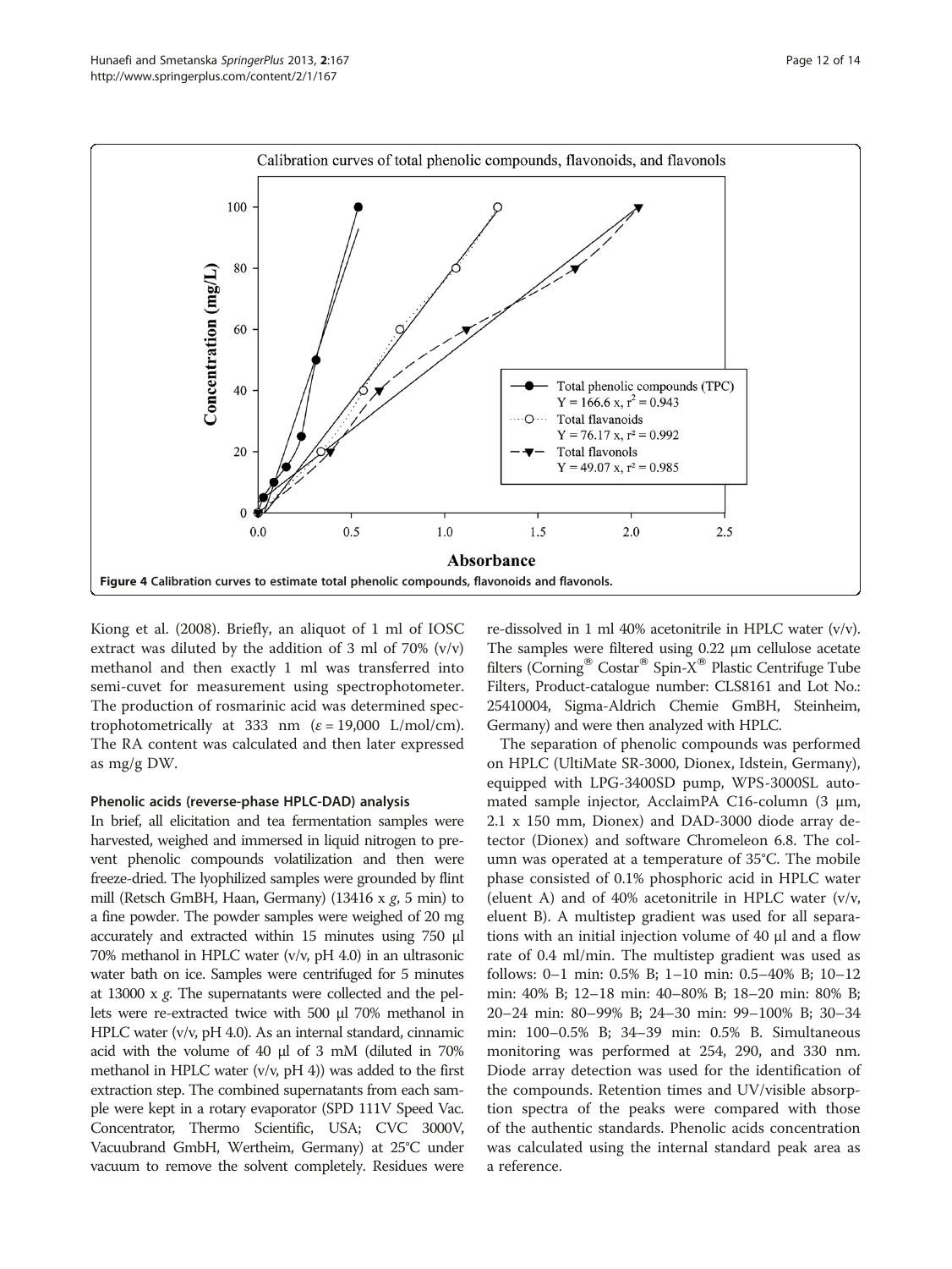Figure 4 Calibration curves to estimate total phenolic compounds, flavonoids and flavonols.

Kiong et al. (2008). Briefly, an aliquot of 1 ml of IOSC extract was diluted by the addition of 3 ml of 70% (v/v) methanol and then exactly 1 ml was transferred into semi-cuvet for measurement using spectrophotometer. The production of rosmarinic acid was determined spectrophotometrically at 333 nm ($\varepsilon = 19,000$ L/mol/cm). The RA content was calculated and then later expressed as mg/g DW.

#### Phenolic acids (reverse-phase HPLC-DAD) analysis

In brief, all elicitation and tea fermentation samples were harvested, weighed and immersed in liquid nitrogen to prevent phenolic compounds volatilization and then were freeze-dried. The lyophilized samples were grounded by flint mill (Retsch GmbH, Haan, Germany) (13416 x *g*, 5 min) to a fine powder. The powder samples were weighed of 20 mg accurately and extracted within 15 minutes using 750 µl 70% methanol in HPLC water (v/v, pH 4.0) in an ultrasonic water bath on ice. Samples were centrifuged for 5 minutes at 13000 x *g*. The supernatants were collected and the pellets were re-extracted twice with 500 µl 70% methanol in HPLC water (v/v, pH 4.0). As an internal standard, cinnamic acid with the volume of 40 µl of 3 mM (diluted in 70% methanol in HPLC water (v/v, pH 4)) was added to the first extraction step. The combined supernatants from each sample were kept in a rotary evaporator (SPD 111V Speed Vac. Concentrator, Thermo Scientific, USA; CVC 3000V, Vacuubrand GmbH, Wertheim, Germany) at 25°C under vacuum to remove the solvent completely. Residues were re-dissolved in 1 ml 40% acetonitrile in HPLC water (v/v). The samples were filtered using 0.22 µm cellulose acetate filters (Corning® Costar® Spin-X® Plastic Centrifuge Tube Filters, Product-catalogue number: CLS8161 and Lot No.: 25410004, Sigma-Aldrich Chemie GmBH, Steinheim, Germany) and were then analyzed with HPLC.

The separation of phenolic compounds was performed on HPLC (UltiMate SR-3000, Dionex, Idstein, Germany), equipped with LPG-3400SD pump, WPS-3000SL automated sample injector, AcclaimPA C16-column (3 µm, 2.1 x 150 mm, Dionex) and DAD-3000 diode array detector (Dionex) and software Chromeleon 6.8. The column was operated at a temperature of 35°C. The mobile phase consisted of 0.1% phosphoric acid in HPLC water (eluent A) and of 40% acetonitrile in HPLC water (v/v, eluent B). A multistep gradient was used for all separations with an initial injection volume of 40 µl and a flow rate of 0.4 ml/min. The multistep gradient was used as follows: 0–1 min: 0.5% B; 1–10 min: 0.5–40% B; 10–12 min: 40% B; 12–18 min: 40–80% B; 18–20 min: 80% B; 20–24 min: 80–99% B; 24–30 min: 99–100% B; 30–34 min: 100–0.5% B; 34–39 min: 0.5% B. Simultaneous monitoring was performed at 254, 290, and 330 nm. Diode array detection was used for the identification of the compounds. Retention times and UV/visible absorption spectra of the peaks were compared with those of the authentic standards. Phenolic acids concentration was calculated using the internal standard peak area as a reference.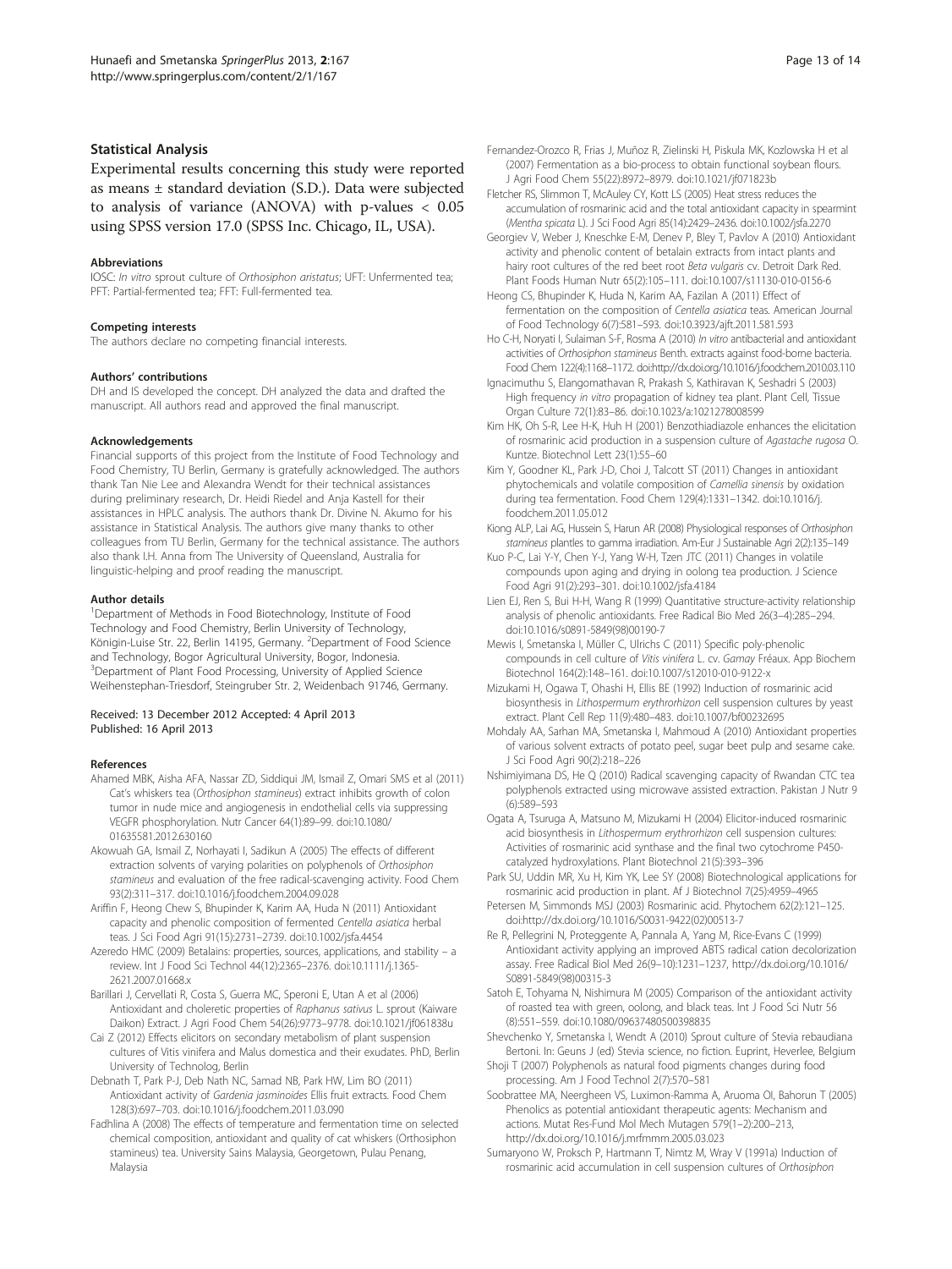## Statistical Analysis

Experimental results concerning this study were reported as means ± standard deviation (S.D.). Data were subjected to analysis of variance (ANOVA) with p-values < 0.05 using SPSS version 17.0 (SPSS Inc. Chicago, IL, USA).

### Abbreviations

IOSC: *In vitro* sprout culture of *Orthosiphon aristatus*; UFT: Unfermented tea; PFT: Partial-fermented tea; FFT: Full-fermented tea.

### Competing interests

The authors declare no competing financial interests.

### Authors' contributions

DH and IS developed the concept. DH analyzed the data and drafted the manuscript. All authors read and approved the final manuscript.

### Acknowledgements

Financial supports of this project from the Institute of Food Technology and Food Chemistry, TU Berlin, Germany is gratefully acknowledged. The authors thank Tan Nie Lee and Alexandra Wendt for their technical assistances during preliminary research, Dr. Heidi Riedel and Anja Kastell for their assistances in HPLC analysis. The authors thank Dr. Divine N. Akumo for his assistance in Statistical Analysis. The authors give many thanks to other colleagues from TU Berlin, Germany for the technical assistance. The authors also thank I.H. Anna from The University of Queensland, Australia for linguistic-helping and proof reading the manuscript.

### Author details

[1]Department of Methods in Food Biotechnology, Institute of Food Technology and Food Chemistry, Berlin University of Technology, Königin-Luise Str. 22, Berlin 14195, Germany. [2]Department of Food Science and Technology, Bogor Agricultural University, Bogor, Indonesia. [3]Department of Plant Food Processing, University of Applied Science Weihenstephan-Triesdorf, Steingruber Str. 2, Weidenbach 91746, Germany.

Received: 13 December 2012 Accepted: 4 April 2013
Published: 16 April 2013

### References

- Ahamed MBK, Aisha AFA, Nassar ZD, Siddiqui JM, Ismail Z, Omari SMS et al (2011) Cat's whiskers tea (*Orthosiphon stamineus*) extract inhibits growth of colon tumor in nude mice and angiogenesis in endothelial cells via suppressing VEGFR phosphorylation. Nutr Cancer 64(1):89–99. doi:10.1080/01635581.2012.630160
- Akowuah GA, Ismail Z, Norhayati I, Sadikun A (2005) The effects of different extraction solvents of varying polarities on polyphenols of *Orthosiphon stamineus* and evaluation of the free radical-scavenging activity. Food Chem 93(2):311–317. doi:10.1016/j.foodchem.2004.09.028
- Ariffin F, Heong Chew S, Bhupinder K, Karim AA, Huda N (2011) Antioxidant capacity and phenolic composition of fermented *Centella asiatica* herbal teas. J Sci Food Agri 91(15):2731–2739. doi:10.1002/jsfa.4454
- Azeredo HMC (2009) Betalains: properties, sources, applications, and stability – a review. Int J Food Sci Technol 44(12):2365–2376. doi:10.1111/j.1365-2621.2007.01668.x
- Barillari J, Cervellati R, Costa S, Guerra MC, Speroni E, Utan A et al (2006) Antioxidant and choleretic properties of *Raphanus sativus* L. sprout (Kaiware Daikon) Extract. J Agri Food Chem 54(26):9773–9778. doi:10.1021/jf061838u
- Cai Z (2012) Effects elicitors on secondary metabolism of plant suspension cultures of Vitis vinifera and Malus domestica and their exudates. PhD, Berlin University of Technolog, Berlin
- Debnath T, Park P-J, Deb Nath NC, Samad NB, Park HW, Lim BO (2011) Antioxidant activity of *Gardenia jasminoides* Ellis fruit extracts. Food Chem 128(3):697–703. doi:10.1016/j.foodchem.2011.03.090
- Fadhlina A (2008) The effects of temperature and fermentation time on selected chemical composition, antioxidant and quality of cat whiskers (Orthosiphon stamineus) tea. University Sains Malaysia, Georgetown, Pulau Penang, Malaysia
- Fernandez-Orozco R, Frias J, Muñoz R, Zielinski H, Piskula MK, Kozlowska H et al (2007) Fermentation as a bio-process to obtain functional soybean flours. J Agri Food Chem 55(22):8972–8979. doi:10.1021/jf071823b
- Fletcher RS, Slimmon T, McAuley CY, Kott LS (2005) Heat stress reduces the accumulation of rosmarinic acid and the total antioxidant capacity in spearmint (*Mentha spicata* L). J Sci Food Agri 85(14):2429–2436. doi:10.1002/jsfa.2270
- Georgiev V, Weber J, Kneschke E-M, Denev P, Bley T, Pavlov A (2010) Antioxidant activity and phenolic content of betalain extracts from intact plants and hairy root cultures of the red beet root *Beta vulgaris* cv. Detroit Dark Red. Plant Foods Human Nutr 65(2):105–111. doi:10.1007/s11130-010-0156-6
- Heong CS, Bhupinder K, Huda N, Karim AA, Fazilan A (2011) Effect of fermentation on the composition of *Centella asiatica* teas. American Journal of Food Technology 6(7):581–593. doi:10.3923/ajft.2011.581.593
- Ho C-H, Noryati I, Sulaiman S-F, Rosma A (2010) *In vitro* antibacterial and antioxidant activities of *Orthosiphon stamineus* Benth. extracts against food-borne bacteria. Food Chem 122(4):1168–1172. doi:http://dx.doi.org/10.1016/j.foodchem.2010.03.110
- Ignacimuthu S, Elangomathavan R, Prakash S, Kathiravan K, Seshadri S (2003) High frequency *in vitro* propagation of kidney tea plant. Plant Cell, Tissue Organ Culture 72(1):83–86. doi:10.1023/a:1021278008599
- Kim HK, Oh S-R, Lee H-K, Huh H (2001) Benzothiadiazole enhances the elicitation of rosmarinic acid production in a suspension culture of *Agastache rugosa* O. Kuntze. Biotechnol Lett 23(1):55–60
- Kim Y, Goodner KL, Park J-D, Choi J, Talcott ST (2011) Changes in antioxidant phytochemicals and volatile composition of *Camellia sinensis* by oxidation during tea fermentation. Food Chem 129(4):1331–1342. doi:10.1016/j.foodchem.2011.05.012
- Kiong ALP, Lai AG, Hussein S, Harun AR (2008) Physiological responses of *Orthosiphon stamineus* plantles to gamma irradiation. Am-Eur J Sustainable Agri 2(2):135–149
- Kuo P-C, Lai Y-Y, Chen Y-J, Yang W-H, Tzen JTC (2011) Changes in volatile compounds upon aging and drying in oolong tea production. J Science Food Agri 91(2):293–301. doi:10.1002/jsfa.4184
- Lien EJ, Ren S, Bui H-H, Wang R (1999) Quantitative structure-activity relationship analysis of phenolic antioxidants. Free Radical Bio Med 26(3–4):285–294. doi:10.1016/s0891-5849(98)00190-7
- Mewis I, Smetanska I, Müller C, Ulrichs C (2011) Specific poly-phenolic compounds in cell culture of *Vitis vinifera* L. cv. *Gamay* Fréaux. App Biochem Biotechnol 164(2):148–161. doi:10.1007/s12010-010-9122-x
- Mizukami H, Ogawa T, Ohashi H, Ellis BE (1992) Induction of rosmarinic acid biosynthesis in *Lithospermum erythrorhizon* cell suspension cultures by yeast extract. Plant Cell Rep 11(9):480–483. doi:10.1007/bf00232695
- Mohdaly AA, Sarhan MA, Smetanska I, Mahmoud A (2010) Antioxidant properties of various solvent extracts of potato peel, sugar beet pulp and sesame cake. J Sci Food Agri 90(2):218–226
- Nshimiyimana DS, He Q (2010) Radical scavenging capacity of Rwandan CTC tea polyphenols extracted using microwave assisted extraction. Pakistan J Nutr 9 (6):589–593
- Ogata A, Tsuruga A, Matsuno M, Mizukami H (2004) Elicitor-induced rosmarinic acid biosynthesis in *Lithospermum erythrorhizon* cell suspension cultures: Activities of rosmarinic acid synthase and the final two cytochrome P450-catalyzed hydroxylations. Plant Biotechnol 21(5):393–396
- Park SU, Uddin MR, Xu H, Kim YK, Lee SY (2008) Biotechnological applications for rosmarinic acid production in plant. Af J Biotechnol 7(25):4959–4965
- Petersen M, Simmonds MSJ (2003) Rosmarinic acid. Phytochem 62(2):121–125. doi:http://dx.doi.org/10.1016/S0031-9422(02)00513-7
- Re R, Pellegrini N, Proteggente A, Pannala A, Yang M, Rice-Evans C (1999) Antioxidant activity applying an improved ABTS radical cation decolorization assay. Free Radical Biol Med 26(9–10):1231–1237, http://dx.doi.org/10.1016/S0891-5849(98)00315-3
- Satoh E, Tohyama N, Nishimura M (2005) Comparison of the antioxidant activity of roasted tea with green, oolong, and black teas. Int J Food Sci Nutr 56 (8):551–559. doi:10.1080/09637480500398835
- Shevchenko Y, Smetanska I, Wendt A (2010) Sprout culture of Stevia rebaudiana Bertoni. In: Geuns J (ed) Stevia science, no fiction. Euprint, Heverlee, Belgium
- Shoji T (2007) Polyphenols as natural food pigments changes during food processing. Am J Food Technol 2(7):570–581
- Soobrattee MA, Neergheen VS, Luximon-Ramma A, Aruoma OI, Bahorun T (2005) Phenolics as potential antioxidant therapeutic agents: Mechanism and actions. Mutat Res-Fund Mol Mech Mutagen 579(1–2):200–213, http://dx.doi.org/10.1016/j.mrfmmm.2005.03.023
- Sumaryono W, Proksch P, Hartmann T, Nimtz M, Wray V (1991a) Induction of rosmarinic acid accumulation in cell suspension cultures of *Orthosiphon*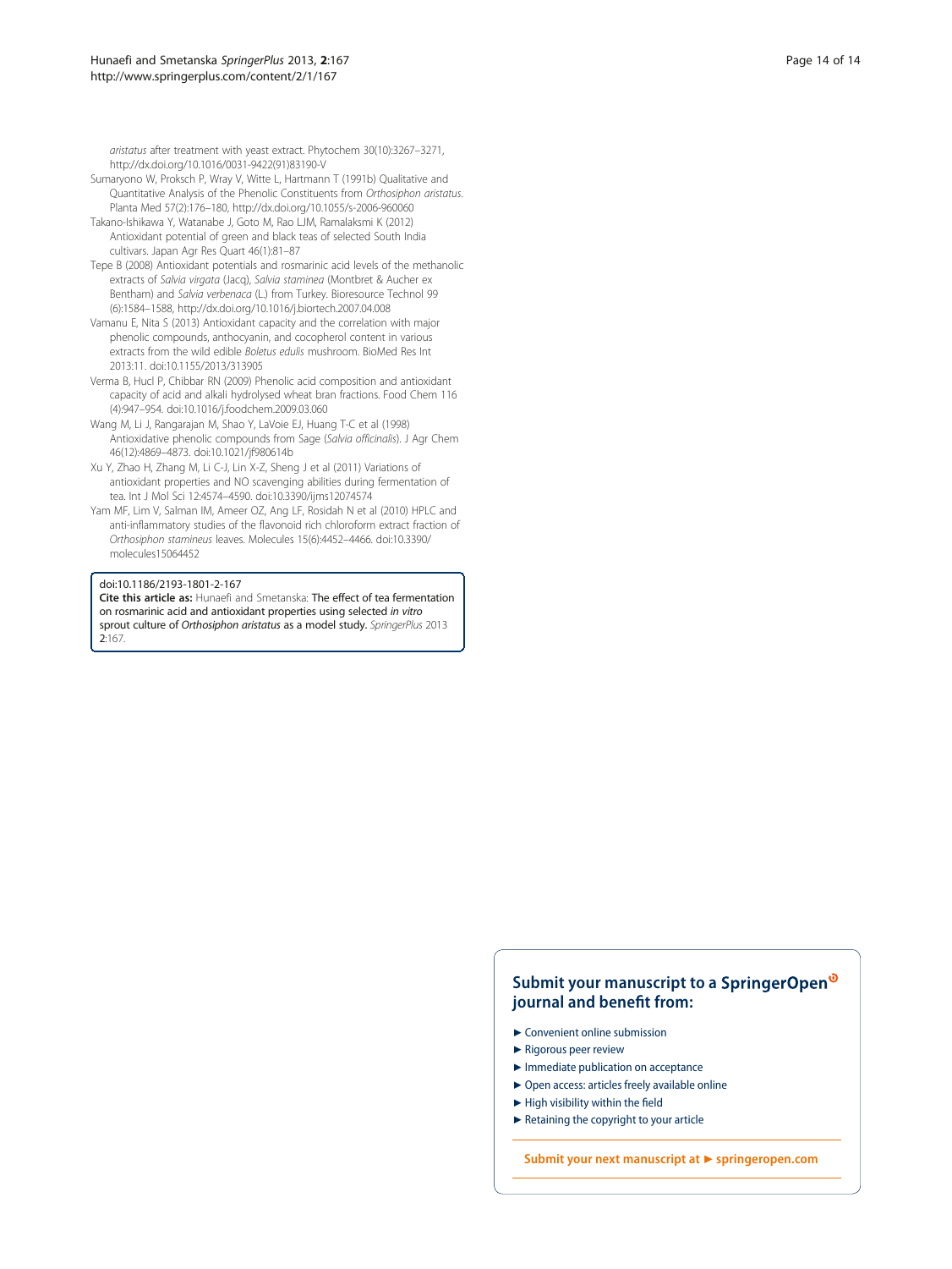*aristatus* after treatment with yeast extract. Phytochem 30(10):3267–3271, http://dx.doi.org/10.1016/0031-9422(91)83190-V

Sumaryono W, Proksch P, Wray V, Witte L, Hartmann T (1991b) Qualitative and Quantitative Analysis of the Phenolic Constituents from *Orthosiphon aristatus*. Planta Med 57(2):176–180, http://dx.doi.org/10.1055/s-2006-960060

Takano-Ishikawa Y, Watanabe J, Goto M, Rao LJM, Ramalaksmi K (2012) Antioxidant potential of green and black teas of selected South India cultivars. Japan Agr Res Quart 46(1):81–87

Tepe B (2008) Antioxidant potentials and rosmarinic acid levels of the methanolic extracts of *Salvia virgata* (Jacq), *Salvia staminea* (Montbret & Aucher ex Bentham) and *Salvia verbenaca* (L.) from Turkey. Bioresource Technol 99 (6):1584–1588, http://dx.doi.org/10.1016/j.biortech.2007.04.008

Vamanu E, Nita S (2013) Antioxidant capacity and the correlation with major phenolic compounds, anthocyanin, and cocopherol content in various extracts from the wild edible *Boletus edulis* mushroom. BioMed Res Int 2013:11. doi:10.1155/2013/313905

Verma B, Hucl P, Chibbar RN (2009) Phenolic acid composition and antioxidant capacity of acid and alkali hydrolysed wheat bran fractions. Food Chem 116 (4):947–954. doi:10.1016/j.foodchem.2009.03.060

Wang M, Li J, Rangarajan M, Shao Y, LaVoie EJ, Huang T-C et al (1998) Antioxidative phenolic compounds from Sage (*Salvia officinalis*). J Agr Chem 46(12):4869–4873. doi:10.1021/jf980614b

Xu Y, Zhao H, Zhang M, Li C-J, Lin X-Z, Sheng J et al (2011) Variations of antioxidant properties and NO scavenging abilities during fermentation of tea. Int J Mol Sci 12:4574–4590. doi:10.3390/ijms12074574

Yam MF, Lim V, Salman IM, Ameer OZ, Ang LF, Rosidah N et al (2010) HPLC and anti-inflammatory studies of the flavonoid rich chloroform extract fraction of *Orthosiphon stamineus* leaves. Molecules 15(6):4452–4466. doi:10.3390/molecules15064452

doi:10.1186/2193-1801-2-167

**Cite this article as:** Hunaefi and Smetanska: **The effect of tea fermentation on rosmarinic acid and antioxidant properties using selected *in vitro* sprout culture of *Orthosiphon aristatus* as a model study.** *SpringerPlus* 2013 **2**:167.

**Submit your manuscript to a SpringerOpen journal and benefit from:**

- ► Convenient online submission
- ► Rigorous peer review
- ► Immediate publication on acceptance
- ► Open access: articles freely available online
- ► High visibility within the field
- ► Retaining the copyright to your article

**Submit your next manuscript at ► springeropen.com**